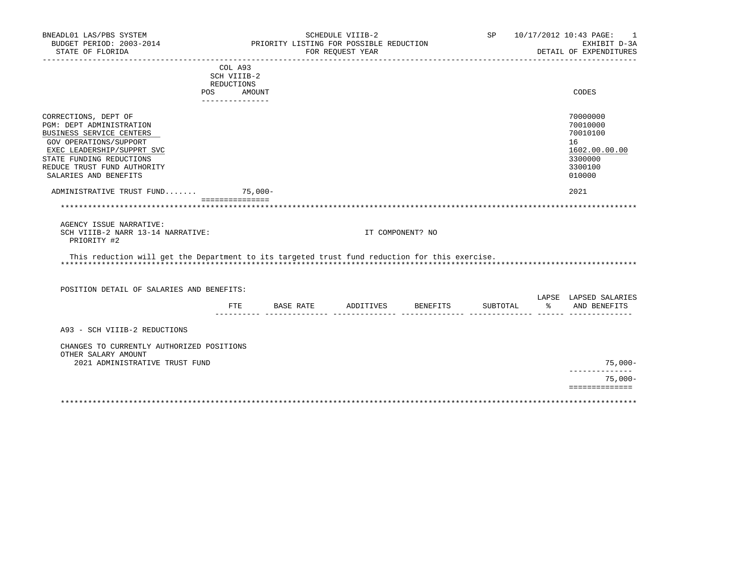BNEADL01 LAS/PBS SYSTEM
BUDGET PERIOD: 2003-2014
STATE OF FLORIDA

SCHEDULE VIIIB-2
PRIORITY LISTING FOR POSSIBLE REDUCTION
FOR REQUEST YEAR

SP 10/17/2012 10:43
EXHIBIT D-3A
DETAIL OF EXPENDITURES

| | COL A93 SCH VIIIB-2 REDUCTIONS POS | AMOUNT | CODES |
|---|---|---|---|
| CORRECTIONS, DEPT OF | | | 70000000 |
| PGM: DEPT ADMINISTRATION | | | 70010000 |
| BUSINESS SERVICE CENTERS | | | 70010100 |
| GOV OPERATIONS/SUPPORT | | | 16 |
| EXEC LEADERSHIP/SUPPRT SVC | | | 1602.00.00.00 |
| STATE FUNDING REDUCTIONS | | | 3300000 |
| REDUCE TRUST FUND AUTHORITY | | | 3300100 |
| SALARIES AND BENEFITS | | | 010000 |
| ADMINISTRATIVE TRUST FUND....... | | 75,000- | 2021 |

AGENCY ISSUE NARRATIVE:
SCH VIIIB-2 NARR 13-14 NARRATIVE: IT COMPONENT? NO
PRIORITY #2

This reduction will get the Department to its targeted trust fund reduction for this exercise.

POSITION DETAIL OF SALARIES AND BENEFITS:

| | FTE | BASE RATE | ADDITIVES | BENEFITS | SUBTOTAL | LAPSE % | LAPSED SALARIES AND BENEFITS |
|---|---|---|---|---|---|---|---|
| A93 - SCH VIIIB-2 REDUCTIONS | | | | | | | |
| CHANGES TO CURRENTLY AUTHORIZED POSITIONS | | | | | | | |
| OTHER SALARY AMOUNT | | | | | | | |
| 2021 ADMINISTRATIVE TRUST FUND | | | | | | | 75,000- |
| | | | | | | | 75,000- |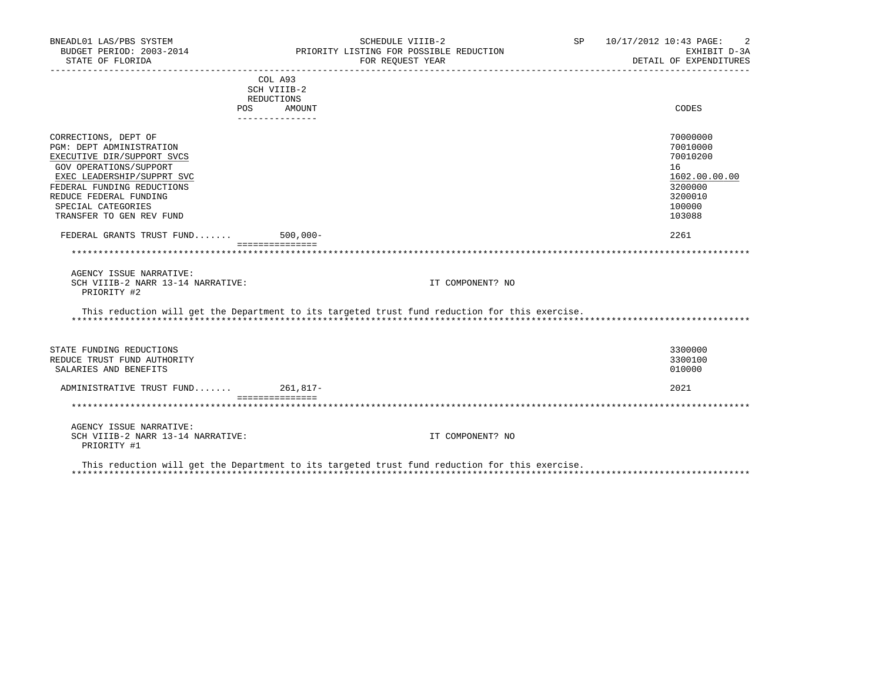| | COL A93 SCH VIIIB-2 REDUCTIONS POS | AMOUNT | CODES |
|---|---|---|---|
| CORRECTIONS, DEPT OF | | | 70000000 |
| PGM: DEPT ADMINISTRATION | | | 70010000 |
| EXECUTIVE DIR/SUPPORT SVCS | | | 70010200 |
| GOV OPERATIONS/SUPPORT | | | 16 |
| EXEC LEADERSHIP/SUPPRT SVC | | | 1602.00.00.00 |
| FEDERAL FUNDING REDUCTIONS | | | 3200000 |
| REDUCE FEDERAL FUNDING | | | 3200010 |
| SPECIAL CATEGORIES | | | 100000 |
| TRANSFER TO GEN REV FUND | | | 103088 |
| FEDERAL GRANTS TRUST FUND....... | | 500,000- | 2261 |

AGENCY ISSUE NARRATIVE:
SCH VIIIB-2 NARR 13-14 NARRATIVE: IT COMPONENT? NO
PRIORITY #2

This reduction will get the Department to its targeted trust fund reduction for this exercise.

| | POS | AMOUNT | CODES |
|---|---|---|---|
| STATE FUNDING REDUCTIONS | | | 3300000 |
| REDUCE TRUST FUND AUTHORITY | | | 3300100 |
| SALARIES AND BENEFITS | | | 010000 |
| ADMINISTRATIVE TRUST FUND....... | | 261,817- | 2021 |

AGENCY ISSUE NARRATIVE:
SCH VIIIB-2 NARR 13-14 NARRATIVE: IT COMPONENT? NO
PRIORITY #1

This reduction will get the Department to its targeted trust fund reduction for this exercise.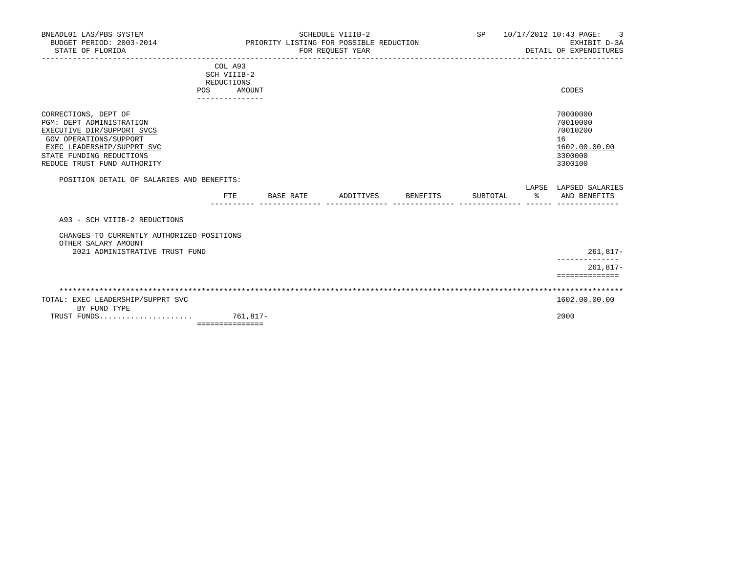BNEADL01 LAS/PBS SYSTEM — SCHEDULE VIIIB-2 — SP 10/17/2012 10:43

BUDGET PERIOD: 2003-2014 — PRIORITY LISTING FOR POSSIBLE REDUCTION — EXHIBIT D-3A

STATE OF FLORIDA — FOR REQUEST YEAR — DETAIL OF EXPENDITURES

| | COL A93 SCH VIIIB-2 REDUCTIONS POS AMOUNT | CODES |
|---|---|---|
| CORRECTIONS, DEPT OF | | 70000000 |
| PGM: DEPT ADMINISTRATION | | 70010000 |
| EXECUTIVE DIR/SUPPORT SVCS | | 70010200 |
| GOV OPERATIONS/SUPPORT | | 16 |
| EXEC LEADERSHIP/SUPPRT SVC | | 1602.00.00.00 |
| STATE FUNDING REDUCTIONS | | 3300000 |
| REDUCE TRUST FUND AUTHORITY | | 3300100 |

POSITION DETAIL OF SALARIES AND BENEFITS:

| | FTE | BASE RATE | ADDITIVES | BENEFITS | SUBTOTAL | LAPSE % | LAPSED SALARIES AND BENEFITS |
|---|---|---|---|---|---|---|---|
| A93 - SCH VIIIB-2 REDUCTIONS | | | | | | | |
| CHANGES TO CURRENTLY AUTHORIZED POSITIONS | | | | | | | |
| OTHER SALARY AMOUNT | | | | | | | |
| 2021 ADMINISTRATIVE TRUST FUND | | | | | | | 261,817- |
| | | | | | | | 261,817- |

| | AMOUNT | CODES |
|---|---|---|
| TOTAL: EXEC LEADERSHIP/SUPPRT SVC | | 1602.00.00.00 |
| BY FUND TYPE | | |
| TRUST FUNDS | 761,817- | 2000 |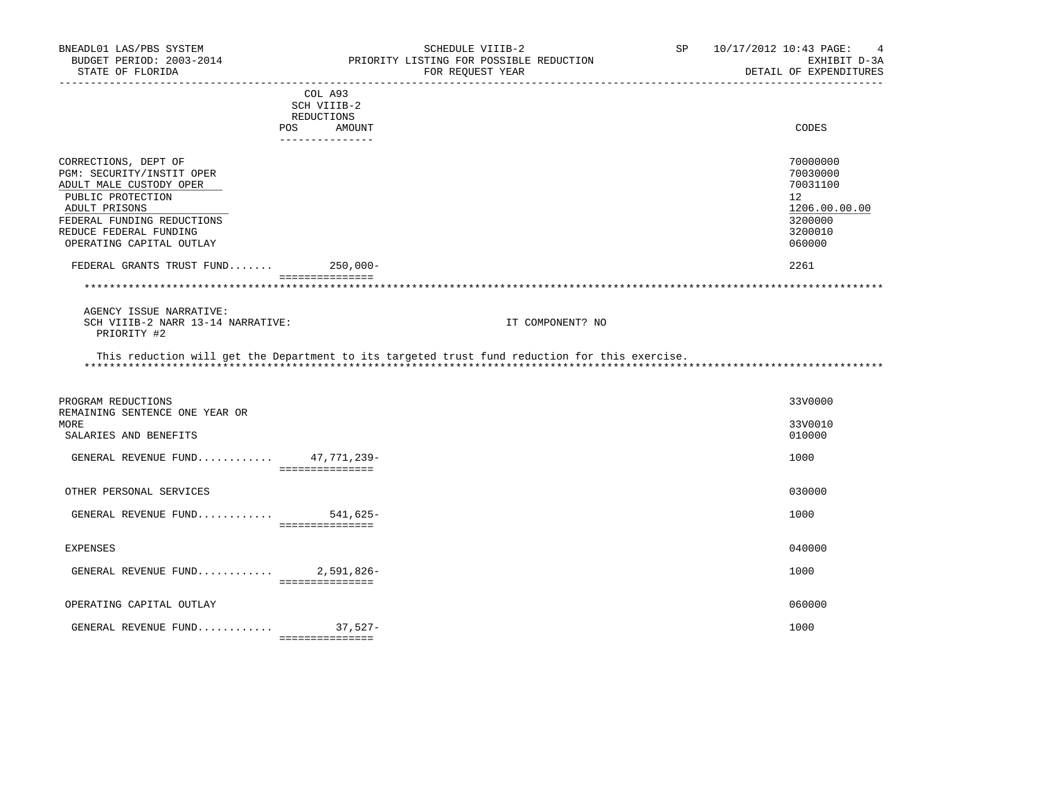| | COL A93 SCH VIIIB-2 REDUCTIONS POS AMOUNT | CODES |
|---|---|---|
| CORRECTIONS, DEPT OF | | 70000000 |
| PGM: SECURITY/INSTIT OPER | | 70030000 |
| ADULT MALE CUSTODY OPER | | 70031100 |
| PUBLIC PROTECTION | | 12 |
| ADULT PRISONS | | 1206.00.00.00 |
| FEDERAL FUNDING REDUCTIONS | | 3200000 |
| REDUCE FEDERAL FUNDING | | 3200010 |
| OPERATING CAPITAL OUTLAY | | 060000 |
| FEDERAL GRANTS TRUST FUND....... | 250,000- | 2261 |

AGENCY ISSUE NARRATIVE:
SCH VIIIB-2 NARR 13-14 NARRATIVE: IT COMPONENT? NO
PRIORITY #2

This reduction will get the Department to its targeted trust fund reduction for this exercise.

| | POS AMOUNT | CODES |
|---|---|---|
| PROGRAM REDUCTIONS | | 33V0000 |
| REMAINING SENTENCE ONE YEAR OR MORE | | 33V0010 |
| SALARIES AND BENEFITS | | 010000 |
| GENERAL REVENUE FUND............ | 47,771,239- | 1000 |
| OTHER PERSONAL SERVICES | | 030000 |
| GENERAL REVENUE FUND............ | 541,625- | 1000 |
| EXPENSES | | 040000 |
| GENERAL REVENUE FUND............ | 2,591,826- | 1000 |
| OPERATING CAPITAL OUTLAY | | 060000 |
| GENERAL REVENUE FUND............ | 37,527- | 1000 |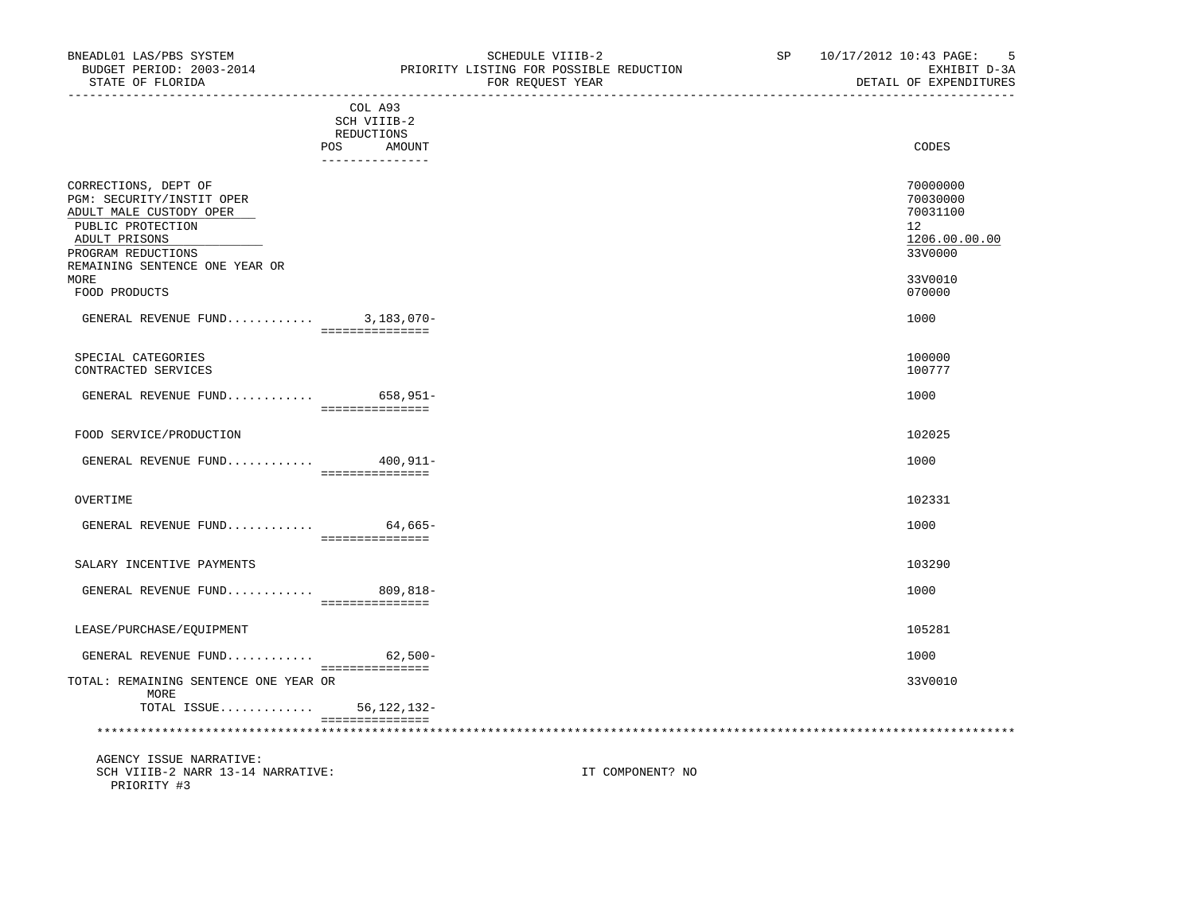BNEADL01 LAS/PBS SYSTEM
BUDGET PERIOD: 2003-2014
STATE OF FLORIDA

SCHEDULE VIIIB-2
PRIORITY LISTING FOR POSSIBLE REDUCTION
FOR REQUEST YEAR

SP 10/17/2012 10:43
EXHIBIT D-3A
DETAIL OF EXPENDITURES

| | COL A93 SCH VIIIB-2 REDUCTIONS POS | AMOUNT | CODES |
|---|---|---|---|
| CORRECTIONS, DEPT OF | | | 70000000 |
| PGM: SECURITY/INSTIT OPER | | | 70030000 |
| ADULT MALE CUSTODY OPER | | | 70031100 |
| PUBLIC PROTECTION | | | 12 |
| ADULT PRISONS | | | 1206.00.00.00 |
| PROGRAM REDUCTIONS | | | 33V0000 |
| REMAINING SENTENCE ONE YEAR OR MORE | | | 33V0010 |
| FOOD PRODUCTS | | | 070000 |
| GENERAL REVENUE FUND............ | | 3,183,070- | 1000 |
| SPECIAL CATEGORIES | | | 100000 |
| CONTRACTED SERVICES | | | 100777 |
| GENERAL REVENUE FUND............ | | 658,951- | 1000 |
| FOOD SERVICE/PRODUCTION | | | 102025 |
| GENERAL REVENUE FUND............ | | 400,911- | 1000 |
| OVERTIME | | | 102331 |
| GENERAL REVENUE FUND............ | | 64,665- | 1000 |
| SALARY INCENTIVE PAYMENTS | | | 103290 |
| GENERAL REVENUE FUND............ | | 809,818- | 1000 |
| LEASE/PURCHASE/EQUIPMENT | | | 105281 |
| GENERAL REVENUE FUND............ | | 62,500- | 1000 |
| TOTAL: REMAINING SENTENCE ONE YEAR OR MORE | | | 33V0010 |
| TOTAL ISSUE............ | | 56,122,132- | |

AGENCY ISSUE NARRATIVE:
SCH VIIIB-2 NARR 13-14 NARRATIVE: IT COMPONENT? NO
PRIORITY #3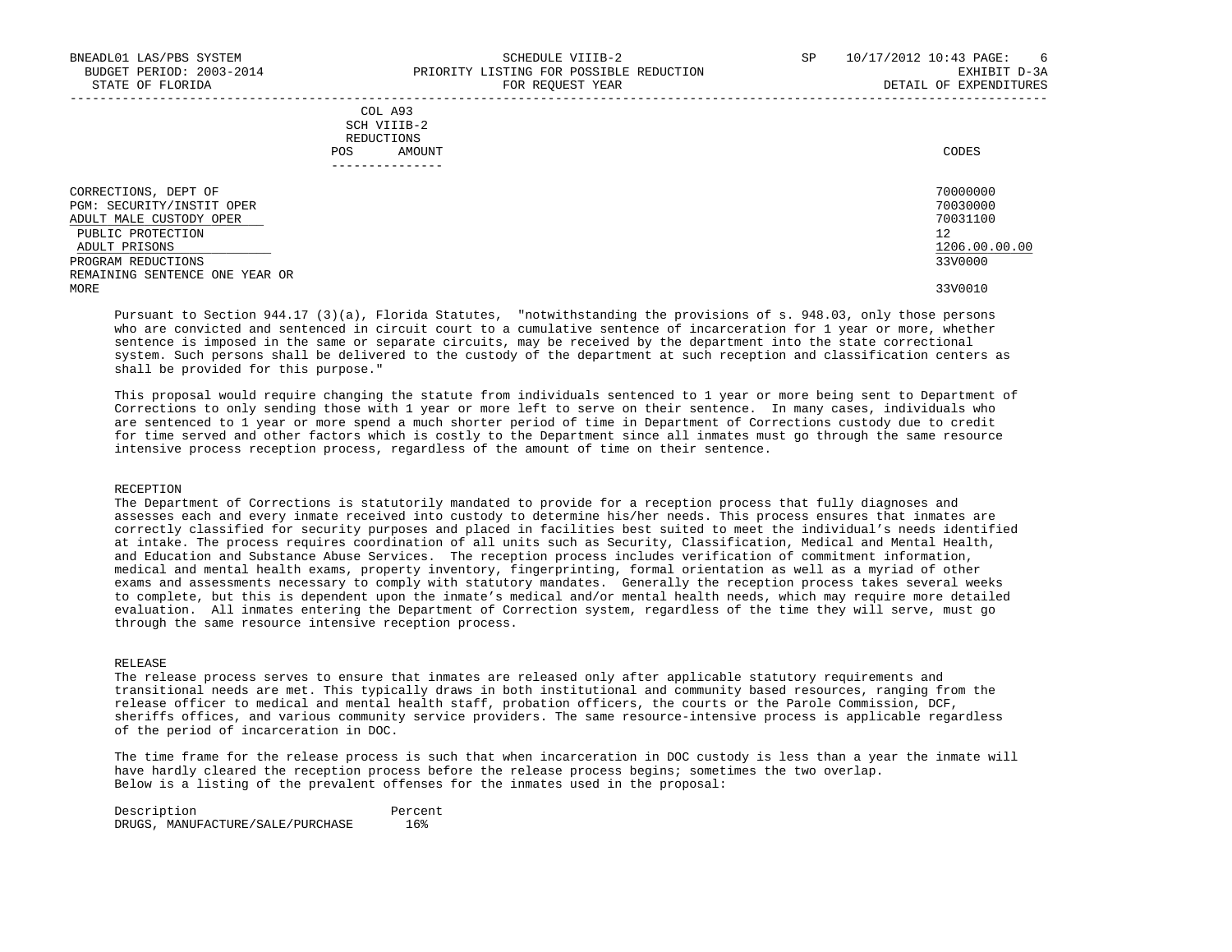| | COL A93 SCH VIIIB-2 REDUCTIONS | | |
|---|---|---|---|
| | POS | AMOUNT | CODES |
| CORRECTIONS, DEPT OF | | | 70000000 |
| PGM: SECURITY/INSTIT OPER | | | 70030000 |
| ADULT MALE CUSTODY OPER | | | 70031100 |
| PUBLIC PROTECTION | | | 12 |
| ADULT PRISONS | | | 1206.00.00.00 |
| PROGRAM REDUCTIONS | | | 33V0000 |
| REMAINING SENTENCE ONE YEAR OR MORE | | | 33V0010 |

Pursuant to Section 944.17 (3)(a), Florida Statutes, "notwithstanding the provisions of s. 948.03, only those persons who are convicted and sentenced in circuit court to a cumulative sentence of incarceration for 1 year or more, whether sentence is imposed in the same or separate circuits, may be received by the department into the state correctional system. Such persons shall be delivered to the custody of the department at such reception and classification centers as shall be provided for this purpose."

This proposal would require changing the statute from individuals sentenced to 1 year or more being sent to Department of Corrections to only sending those with 1 year or more left to serve on their sentence. In many cases, individuals who are sentenced to 1 year or more spend a much shorter period of time in Department of Corrections custody due to credit for time served and other factors which is costly to the Department since all inmates must go through the same resource intensive process reception process, regardless of the amount of time on their sentence.

RECEPTION

The Department of Corrections is statutorily mandated to provide for a reception process that fully diagnoses and assesses each and every inmate received into custody to determine his/her needs. This process ensures that inmates are correctly classified for security purposes and placed in facilities best suited to meet the individual's needs identified at intake. The process requires coordination of all units such as Security, Classification, Medical and Mental Health, and Education and Substance Abuse Services. The reception process includes verification of commitment information, medical and mental health exams, property inventory, fingerprinting, formal orientation as well as a myriad of other exams and assessments necessary to comply with statutory mandates. Generally the reception process takes several weeks to complete, but this is dependent upon the inmate's medical and/or mental health needs, which may require more detailed evaluation. All inmates entering the Department of Correction system, regardless of the time they will serve, must go through the same resource intensive reception process.

RELEASE

The release process serves to ensure that inmates are released only after applicable statutory requirements and transitional needs are met. This typically draws in both institutional and community based resources, ranging from the release officer to medical and mental health staff, probation officers, the courts or the Parole Commission, DCF, sheriffs offices, and various community service providers. The same resource-intensive process is applicable regardless of the period of incarceration in DOC.

The time frame for the release process is such that when incarceration in DOC custody is less than a year the inmate will have hardly cleared the reception process before the release process begins; sometimes the two overlap.
Below is a listing of the prevalent offenses for the inmates used in the proposal:

| Description | Percent |
|---|---|
| DRUGS, MANUFACTURE/SALE/PURCHASE | 16% |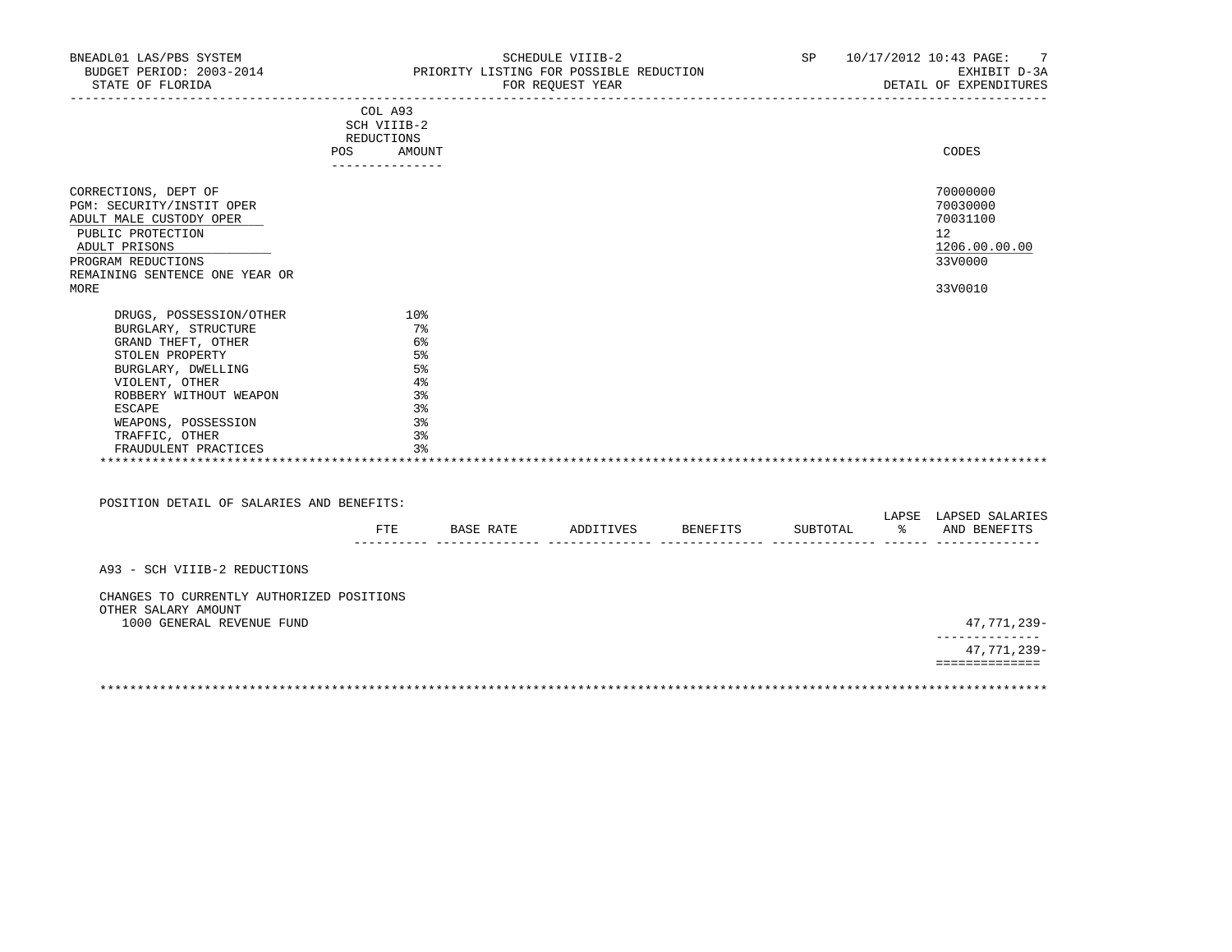BNEADL01 LAS/PBS SYSTEM — SCHEDULE VIIIB-2 — SP 10/17/2012 10:43

BUDGET PERIOD: 2003-2014 — PRIORITY LISTING FOR POSSIBLE REDUCTION — EXHIBIT D-3A

STATE OF FLORIDA — FOR REQUEST YEAR — DETAIL OF EXPENDITURES

| | COL A93 SCH VIIIB-2 REDUCTIONS POS | AMOUNT | CODES |
|---|---|---|---|
| CORRECTIONS, DEPT OF | | | 70000000 |
| PGM: SECURITY/INSTIT OPER | | | 70030000 |
| ADULT MALE CUSTODY OPER | | | 70031100 |
| PUBLIC PROTECTION | | | 12 |
| ADULT PRISONS | | | 1206.00.00.00 |
| PROGRAM REDUCTIONS | | | 33V0000 |
| REMAINING SENTENCE ONE YEAR OR MORE | | | 33V0010 |
| DRUGS, POSSESSION/OTHER | | 10% | |
| BURGLARY, STRUCTURE | | 7% | |
| GRAND THEFT, OTHER | | 6% | |
| STOLEN PROPERTY | | 5% | |
| BURGLARY, DWELLING | | 5% | |
| VIOLENT, OTHER | | 4% | |
| ROBBERY WITHOUT WEAPON | | 3% | |
| ESCAPE | | 3% | |
| WEAPONS, POSSESSION | | 3% | |
| TRAFFIC, OTHER | | 3% | |
| FRAUDULENT PRACTICES | | 3% | |

POSITION DETAIL OF SALARIES AND BENEFITS:

| | FTE | BASE RATE | ADDITIVES | BENEFITS | SUBTOTAL | LAPSE % | LAPSED SALARIES AND BENEFITS |
|---|---|---|---|---|---|---|---|
| A93 - SCH VIIIB-2 REDUCTIONS | | | | | | | |
| CHANGES TO CURRENTLY AUTHORIZED POSITIONS | | | | | | | |
| OTHER SALARY AMOUNT | | | | | | | |
| 1000 GENERAL REVENUE FUND | | | | | | | 47,771,239- |
| | | | | | | | 47,771,239- |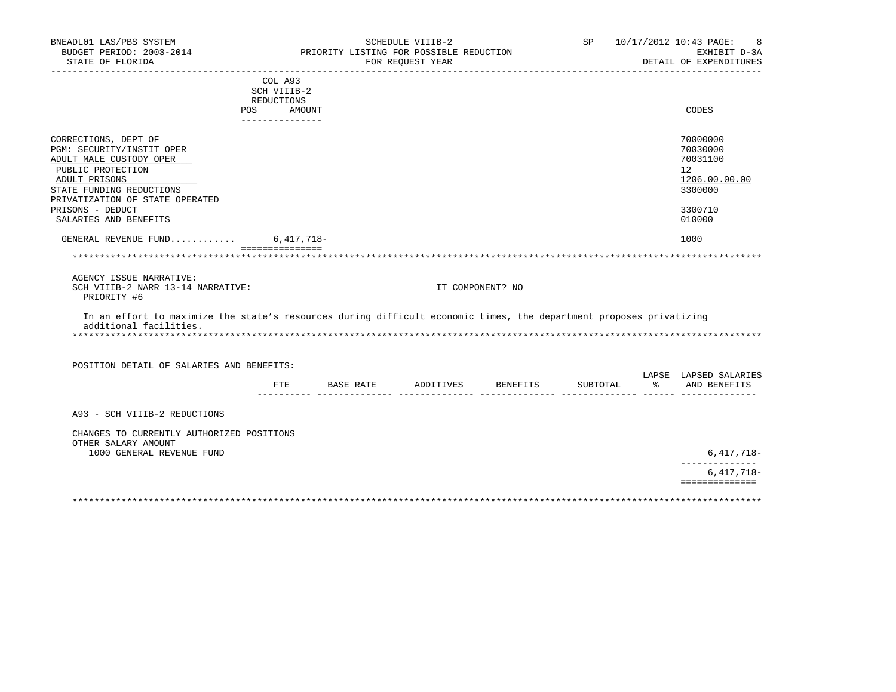BNEADL01 LAS/PBS SYSTEM — SCHEDULE VIIIB-2 — SP 10/17/2012 10:43

BUDGET PERIOD: 2003-2014 — PRIORITY LISTING FOR POSSIBLE REDUCTION — EXHIBIT D-3A

STATE OF FLORIDA — FOR REQUEST YEAR — DETAIL OF EXPENDITURES

| | COL A93 SCH VIIIB-2 REDUCTIONS POS | AMOUNT | CODES |
|---|---|---|---|
| CORRECTIONS, DEPT OF | | | 70000000 |
| PGM: SECURITY/INSTIT OPER | | | 70030000 |
| ADULT MALE CUSTODY OPER | | | 70031100 |
| PUBLIC PROTECTION | | | 12 |
| ADULT PRISONS | | | 1206.00.00.00 |
| STATE FUNDING REDUCTIONS | | | 3300000 |
| PRIVATIZATION OF STATE OPERATED PRISONS - DEDUCT | | | 3300710 |
| SALARIES AND BENEFITS | | | 010000 |
| GENERAL REVENUE FUND........... | | 6,417,718- | 1000 |

AGENCY ISSUE NARRATIVE:

SCH VIIIB-2 NARR 13-14 NARRATIVE: IT COMPONENT? NO

PRIORITY #6

In an effort to maximize the state's resources during difficult economic times, the department proposes privatizing additional facilities.

POSITION DETAIL OF SALARIES AND BENEFITS:

| | FTE | BASE RATE | ADDITIVES | BENEFITS | SUBTOTAL | LAPSE % | LAPSED SALARIES AND BENEFITS |
|---|---|---|---|---|---|---|---|
| A93 - SCH VIIIB-2 REDUCTIONS | | | | | | | |
| CHANGES TO CURRENTLY AUTHORIZED POSITIONS | | | | | | | |
| OTHER SALARY AMOUNT | | | | | | | |
| 1000 GENERAL REVENUE FUND | | | | | | | 6,417,718- |
| | | | | | | | 6,417,718- |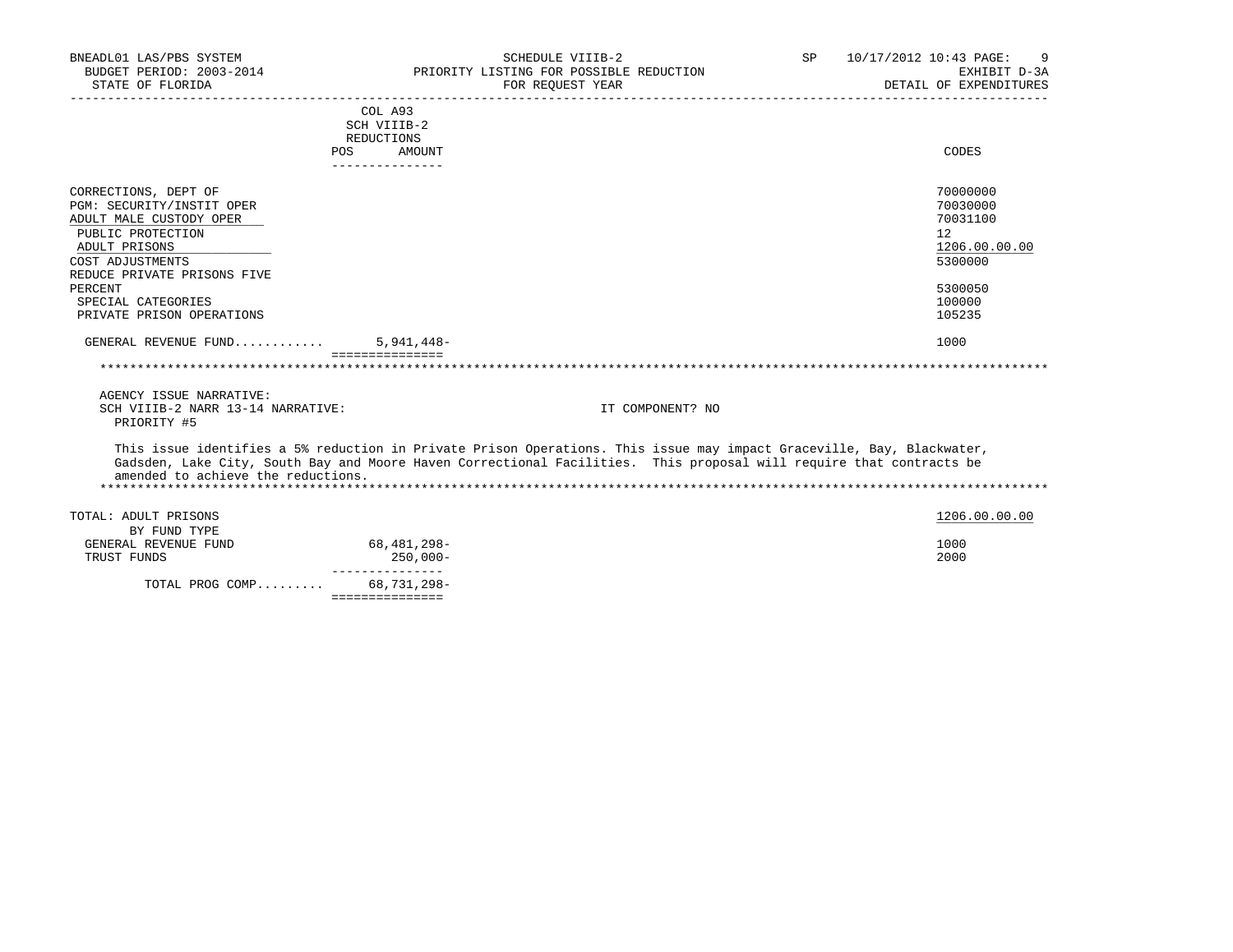BNEADL01 LAS/PBS SYSTEM | SCHEDULE VIIIB-2 | SP 10/17/2012 10:43

BUDGET PERIOD: 2003-2014 | PRIORITY LISTING FOR POSSIBLE REDUCTION | EXHIBIT D-3A

STATE OF FLORIDA | FOR REQUEST YEAR | DETAIL OF EXPENDITURES

| | COL A93 SCH VIIIB-2 REDUCTIONS POS | AMOUNT | CODES |
|---|---|---|---|
| CORRECTIONS, DEPT OF | | | 70000000 |
| PGM: SECURITY/INSTIT OPER | | | 70030000 |
| ADULT MALE CUSTODY OPER | | | 70031100 |
| PUBLIC PROTECTION | | | 12 |
| ADULT PRISONS | | | 1206.00.00.00 |
| COST ADJUSTMENTS | | | 5300000 |
| REDUCE PRIVATE PRISONS FIVE PERCENT | | | 5300050 |
| SPECIAL CATEGORIES | | | 100000 |
| PRIVATE PRISON OPERATIONS | | | 105235 |
| GENERAL REVENUE FUND........... | | 5,941,448- | 1000 |

AGENCY ISSUE NARRATIVE:
SCH VIIIB-2 NARR 13-14 NARRATIVE: IT COMPONENT? NO
PRIORITY #5

This issue identifies a 5% reduction in Private Prison Operations. This issue may impact Graceville, Bay, Blackwater, Gadsden, Lake City, South Bay and Moore Haven Correctional Facilities. This proposal will require that contracts be amended to achieve the reductions.

| TOTAL: ADULT PRISONS | | | 1206.00.00.00 |
|---|---|---|---|
| BY FUND TYPE | | | |
| GENERAL REVENUE FUND | | 68,481,298- | 1000 |
| TRUST FUNDS | | 250,000- | 2000 |
| TOTAL PROG COMP......... | | 68,731,298- | |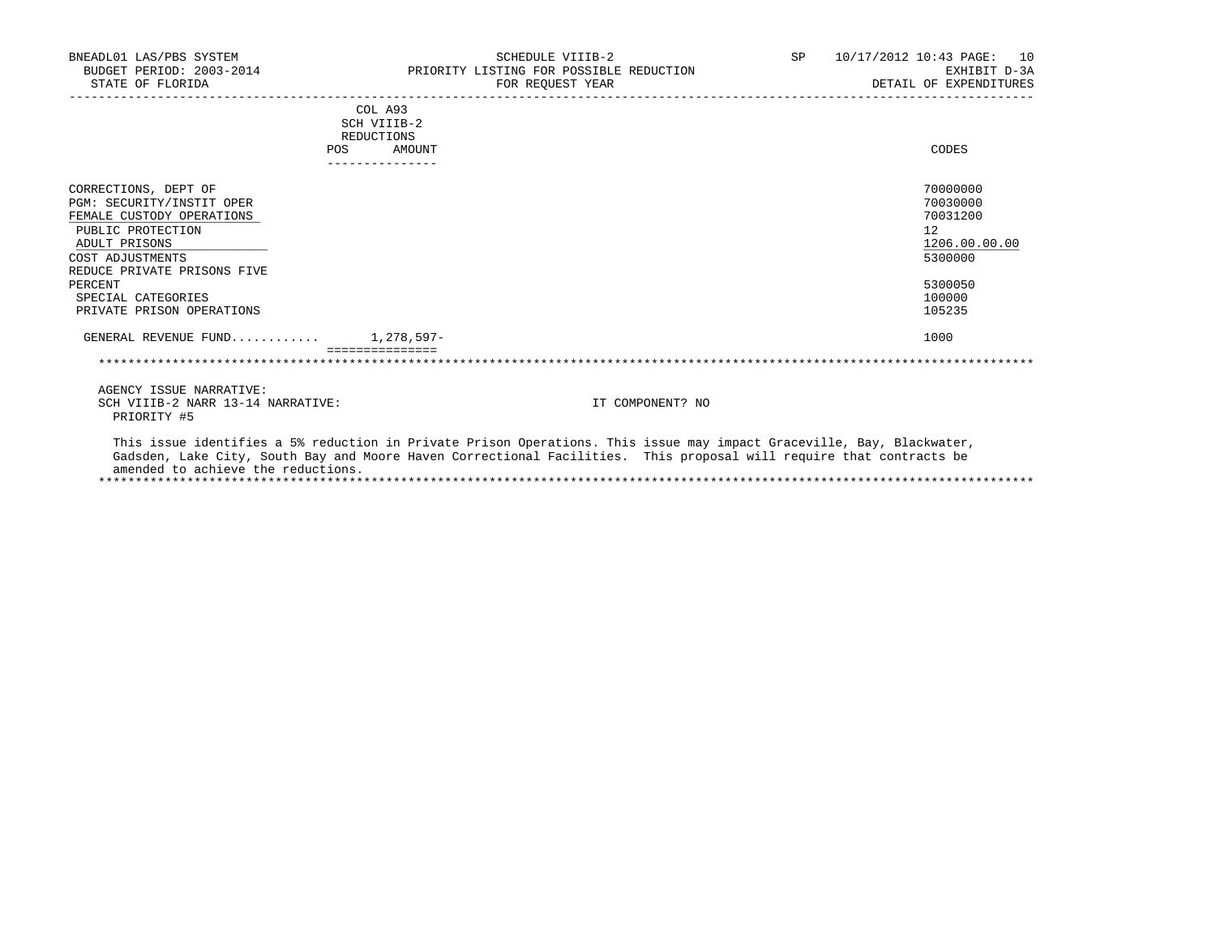BNEADL01 LAS/PBS SYSTEM — SCHEDULE VIIIB-2 — SP 10/17/2012 10:43
BUDGET PERIOD: 2003-2014 — PRIORITY LISTING FOR POSSIBLE REDUCTION — EXHIBIT D-3A
STATE OF FLORIDA — FOR REQUEST YEAR — DETAIL OF EXPENDITURES

| | COL A93 SCH VIIIB-2 REDUCTIONS POS | AMOUNT | CODES |
|---|---|---|---|
| CORRECTIONS, DEPT OF | | | 70000000 |
| PGM: SECURITY/INSTIT OPER | | | 70030000 |
| FEMALE CUSTODY OPERATIONS | | | 70031200 |
| PUBLIC PROTECTION | | | 12 |
| ADULT PRISONS | | | 1206.00.00.00 |
| COST ADJUSTMENTS | | | 5300000 |
| REDUCE PRIVATE PRISONS FIVE PERCENT | | | 5300050 |
| SPECIAL CATEGORIES | | | 100000 |
| PRIVATE PRISON OPERATIONS | | | 105235 |
| GENERAL REVENUE FUND........... | | 1,278,597- | 1000 |

AGENCY ISSUE NARRATIVE:
SCH VIIIB-2 NARR 13-14 NARRATIVE: IT COMPONENT? NO
PRIORITY #5

This issue identifies a 5% reduction in Private Prison Operations. This issue may impact Graceville, Bay, Blackwater, Gadsden, Lake City, South Bay and Moore Haven Correctional Facilities. This proposal will require that contracts be amended to achieve the reductions.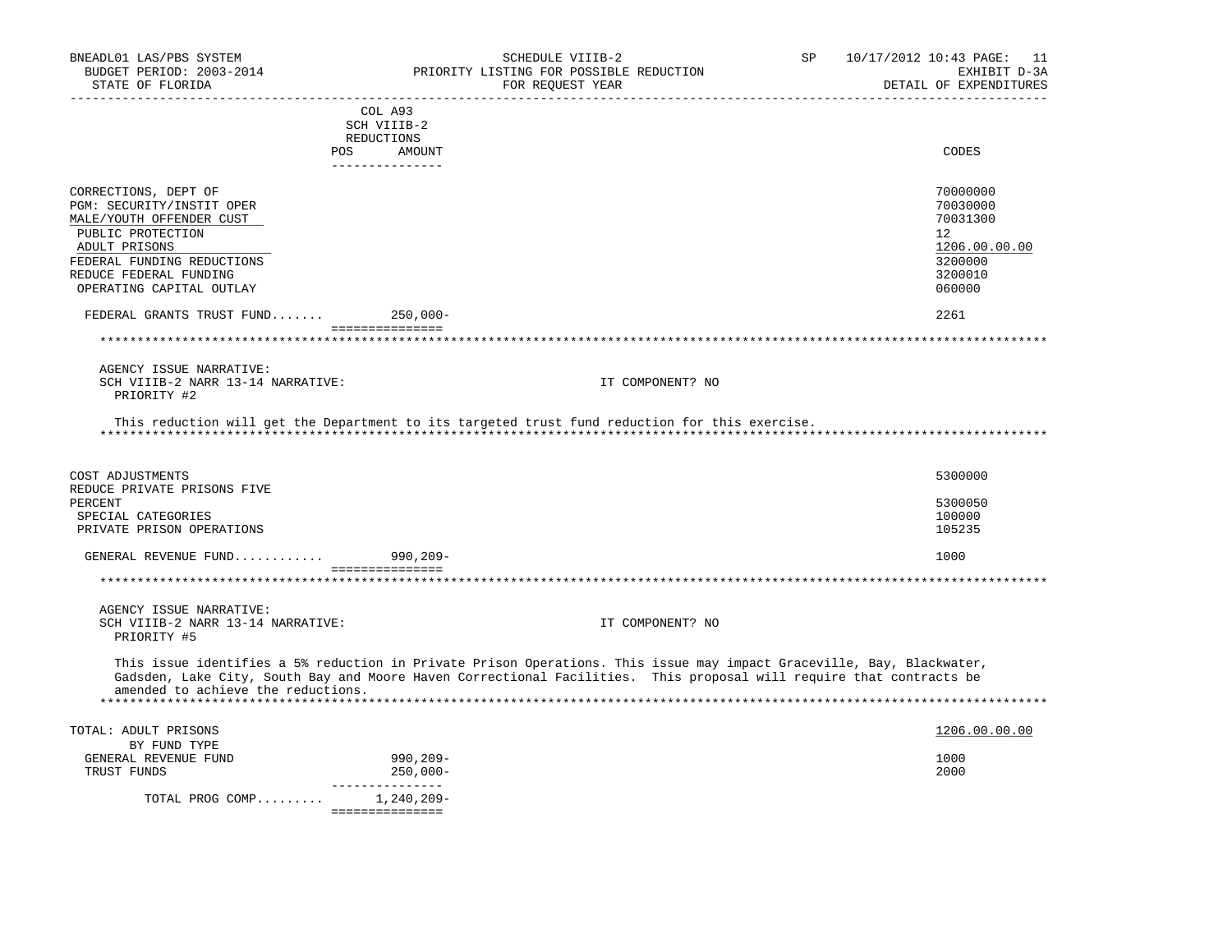| | COL A93 SCH VIIIB-2 REDUCTIONS | | |
|---|---|---|---|
| | POS | AMOUNT | CODES |
| CORRECTIONS, DEPT OF | | | 70000000 |
| PGM: SECURITY/INSTIT OPER | | | 70030000 |
| MALE/YOUTH OFFENDER CUST | | | 70031300 |
| PUBLIC PROTECTION | | | 12 |
| ADULT PRISONS | | | 1206.00.00.00 |
| FEDERAL FUNDING REDUCTIONS | | | 3200000 |
| REDUCE FEDERAL FUNDING | | | 3200010 |
| OPERATING CAPITAL OUTLAY | | | 060000 |
| FEDERAL GRANTS TRUST FUND....... | | 250,000- | 2261 |

AGENCY ISSUE NARRATIVE:
SCH VIIIB-2 NARR 13-14 NARRATIVE: IT COMPONENT? NO
PRIORITY #2

This reduction will get the Department to its targeted trust fund reduction for this exercise.

| | POS | AMOUNT | CODES |
|---|---|---|---|
| COST ADJUSTMENTS | | | 5300000 |
| REDUCE PRIVATE PRISONS FIVE PERCENT | | | 5300050 |
| SPECIAL CATEGORIES | | | 100000 |
| PRIVATE PRISON OPERATIONS | | | 105235 |
| GENERAL REVENUE FUND............ | | 990,209- | 1000 |

AGENCY ISSUE NARRATIVE:
SCH VIIIB-2 NARR 13-14 NARRATIVE: IT COMPONENT? NO
PRIORITY #5

This issue identifies a 5% reduction in Private Prison Operations. This issue may impact Graceville, Bay, Blackwater, Gadsden, Lake City, South Bay and Moore Haven Correctional Facilities. This proposal will require that contracts be amended to achieve the reductions.

| | POS | AMOUNT | CODES |
|---|---|---|---|
| TOTAL: ADULT PRISONS | | | 1206.00.00.00 |
| BY FUND TYPE | | | |
| GENERAL REVENUE FUND | | 990,209- | 1000 |
| TRUST FUNDS | | 250,000- | 2000 |
| TOTAL PROG COMP......... | | 1,240,209- | |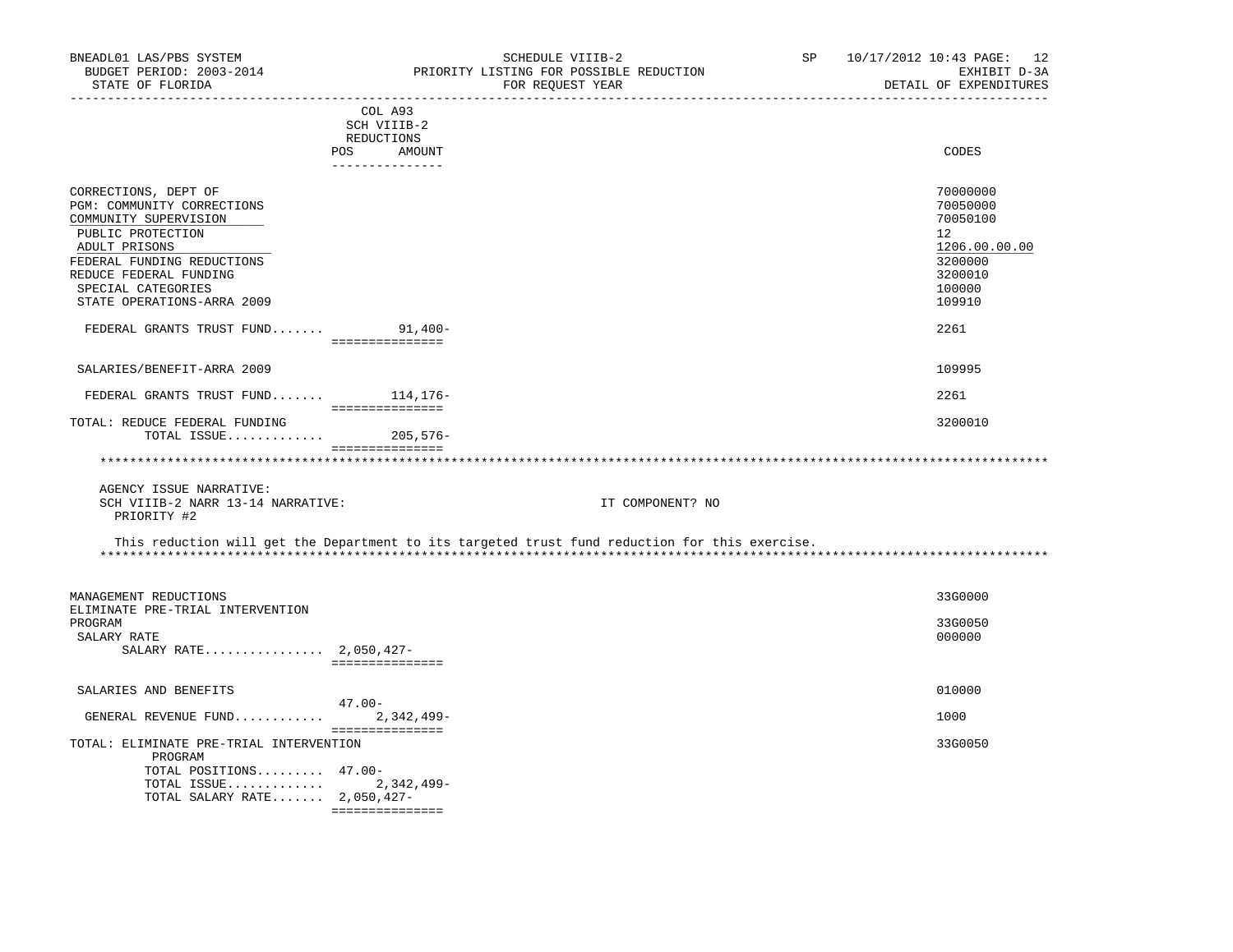| | COL A93 SCH VIIIB-2 REDUCTIONS POS | AMOUNT | CODES |
|---|---|---|---|
| CORRECTIONS, DEPT OF | | | 70000000 |
| PGM: COMMUNITY CORRECTIONS | | | 70050000 |
| COMMUNITY SUPERVISION | | | 70050100 |
| PUBLIC PROTECTION | | | 12 |
| ADULT PRISONS | | | 1206.00.00.00 |
| FEDERAL FUNDING REDUCTIONS | | | 3200000 |
| REDUCE FEDERAL FUNDING | | | 3200010 |
| SPECIAL CATEGORIES | | | 100000 |
| STATE OPERATIONS-ARRA 2009 | | | 109910 |
| FEDERAL GRANTS TRUST FUND....... | | 91,400- | 2261 |
| SALARIES/BENEFIT-ARRA 2009 | | | 109995 |
| FEDERAL GRANTS TRUST FUND....... | | 114,176- | 2261 |
| TOTAL: REDUCE FEDERAL FUNDING | | | 3200010 |
| TOTAL ISSUE............. | | 205,576- | |

AGENCY ISSUE NARRATIVE:
SCH VIIIB-2 NARR 13-14 NARRATIVE: IT COMPONENT? NO
PRIORITY #2

This reduction will get the Department to its targeted trust fund reduction for this exercise.

| | POS | AMOUNT | CODES |
|---|---|---|---|
| MANAGEMENT REDUCTIONS | | | 33G0000 |
| ELIMINATE PRE-TRIAL INTERVENTION PROGRAM | | | 33G0050 |
| SALARY RATE | | | 000000 |
| SALARY RATE................ | 2,050,427- | | |
| SALARIES AND BENEFITS | | | 010000 |
| GENERAL REVENUE FUND............ | 47.00- | 2,342,499- | 1000 |
| TOTAL: ELIMINATE PRE-TRIAL INTERVENTION PROGRAM | | | 33G0050 |
| TOTAL POSITIONS......... | 47.00- | | |
| TOTAL ISSUE............. | | 2,342,499- | |
| TOTAL SALARY RATE....... | 2,050,427- | | |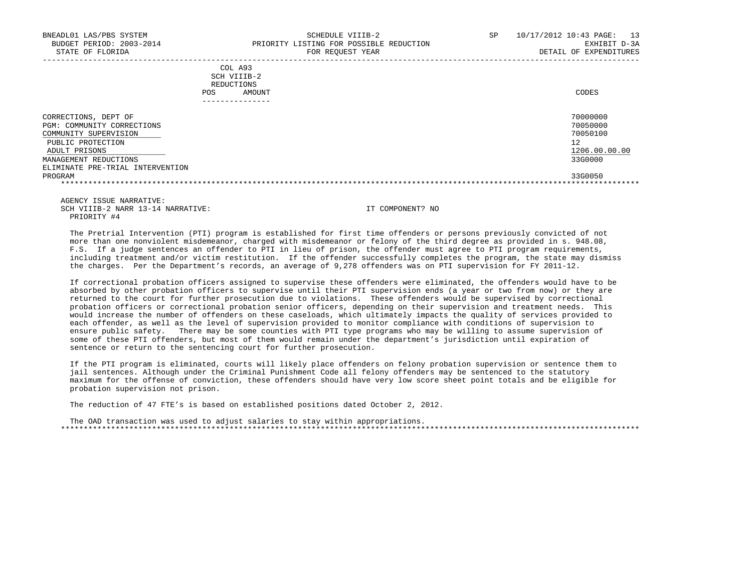BNEADL01 LAS/PBS SYSTEM | SCHEDULE VIIIB-2 | SP 10/17/2012 10:43
BUDGET PERIOD: 2003-2014 | PRIORITY LISTING FOR POSSIBLE REDUCTION | EXHIBIT D-3A
STATE OF FLORIDA | FOR REQUEST YEAR | DETAIL OF EXPENDITURES

| | COL A93 SCH VIIIB-2 REDUCTIONS POS | AMOUNT | CODES |
|---|---|---|---|
| CORRECTIONS, DEPT OF | | | 70000000 |
| PGM: COMMUNITY CORRECTIONS | | | 70050000 |
| COMMUNITY SUPERVISION | | | 70050100 |
| PUBLIC PROTECTION | | | 12 |
| ADULT PRISONS | | | 1206.00.00.00 |
| MANAGEMENT REDUCTIONS | | | 33G0000 |
| ELIMINATE PRE-TRIAL INTERVENTION PROGRAM | | | 33G0050 |

AGENCY ISSUE NARRATIVE:
SCH VIIIB-2 NARR 13-14 NARRATIVE: IT COMPONENT? NO
PRIORITY #4

The Pretrial Intervention (PTI) program is established for first time offenders or persons previously convicted of not more than one nonviolent misdemeanor, charged with misdemeanor or felony of the third degree as provided in s. 948.08, F.S. If a judge sentences an offender to PTI in lieu of prison, the offender must agree to PTI program requirements, including treatment and/or victim restitution. If the offender successfully completes the program, the state may dismiss the charges. Per the Department's records, an average of 9,278 offenders was on PTI supervision for FY 2011-12.

If correctional probation officers assigned to supervise these offenders were eliminated, the offenders would have to be absorbed by other probation officers to supervise until their PTI supervision ends (a year or two from now) or they are returned to the court for further prosecution due to violations. These offenders would be supervised by correctional probation officers or correctional probation senior officers, depending on their supervision and treatment needs. This would increase the number of offenders on these caseloads, which ultimately impacts the quality of services provided to each offender, as well as the level of supervision provided to monitor compliance with conditions of supervision to ensure public safety. There may be some counties with PTI type programs who may be willing to assume supervision of some of these PTI offenders, but most of them would remain under the department's jurisdiction until expiration of sentence or return to the sentencing court for further prosecution.

If the PTI program is eliminated, courts will likely place offenders on felony probation supervision or sentence them to jail sentences. Although under the Criminal Punishment Code all felony offenders may be sentenced to the statutory maximum for the offense of conviction, these offenders should have very low score sheet point totals and be eligible for probation supervision not prison.

The reduction of 47 FTE's is based on established positions dated October 2, 2012.

The OAD transaction was used to adjust salaries to stay within appropriations.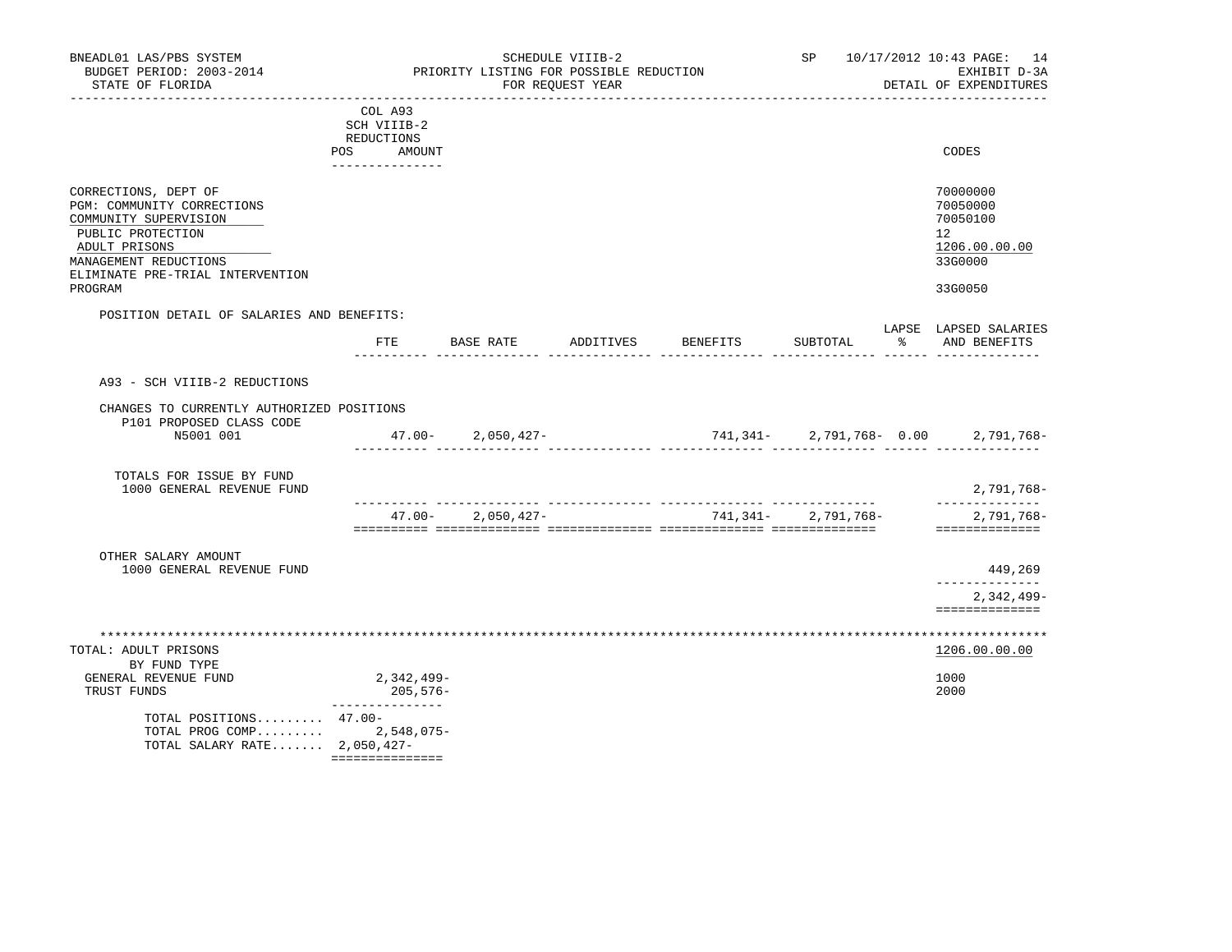BNEADL01 LAS/PBS SYSTEM
BUDGET PERIOD: 2003-2014
STATE OF FLORIDA

SCHEDULE VIIIB-2
PRIORITY LISTING FOR POSSIBLE REDUCTION
FOR REQUEST YEAR

SP 10/17/2012 10:43 PAGE: 14
EXHIBIT D-3A
DETAIL OF EXPENDITURES

| | COL A93 SCH VIIIB-2 REDUCTIONS POS AMOUNT | CODES |
|---|---|---|
| CORRECTIONS, DEPT OF | | 70000000 |
| PGM: COMMUNITY CORRECTIONS | | 70050000 |
| COMMUNITY SUPERVISION | | 70050100 |
| PUBLIC PROTECTION | | 12 |
| ADULT PRISONS | | 1206.00.00.00 |
| MANAGEMENT REDUCTIONS | | 33G0000 |
| ELIMINATE PRE-TRIAL INTERVENTION PROGRAM | | 33G0050 |

POSITION DETAIL OF SALARIES AND BENEFITS:

| | FTE | BASE RATE | ADDITIVES | BENEFITS | SUBTOTAL | LAPSE % | LAPSED SALARIES AND BENEFITS |
|---|---|---|---|---|---|---|---|
| A93 - SCH VIIIB-2 REDUCTIONS | | | | | | | |
| CHANGES TO CURRENTLY AUTHORIZED POSITIONS | | | | | | | |
| P101 PROPOSED CLASS CODE | | | | | | | |
| N5001 001 | 47.00- | 2,050,427- | | 741,341- | 2,791,768- | 0.00 | 2,791,768- |
| TOTALS FOR ISSUE BY FUND | | | | | | | |
| 1000 GENERAL REVENUE FUND | | | | | | | 2,791,768- |
| | 47.00- | 2,050,427- | | 741,341- | 2,791,768- | | 2,791,768- |
| OTHER SALARY AMOUNT | | | | | | | |
| 1000 GENERAL REVENUE FUND | | | | | | | 449,269 |
| | | | | | | | 2,342,499- |

| TOTAL: ADULT PRISONS | | 1206.00.00.00 |
|---|---|---|
| BY FUND TYPE | | |
| GENERAL REVENUE FUND | 2,342,499- | 1000 |
| TRUST FUNDS | 205,576- | 2000 |
| TOTAL POSITIONS......... | 47.00- | |
| TOTAL PROG COMP......... | 2,548,075- | |
| TOTAL SALARY RATE....... | 2,050,427- | |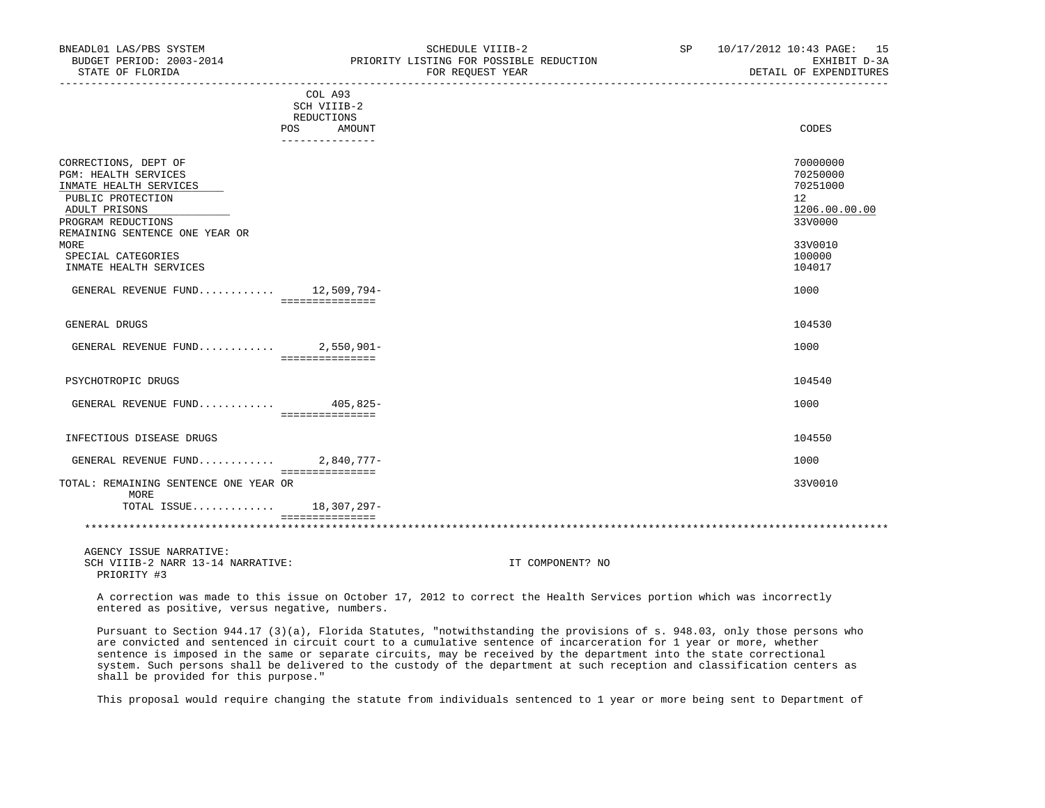COL A93
SCH VIIIB-2
REDUCTIONS

| | POS | AMOUNT | CODES |
|---|---|---|---|
| CORRECTIONS, DEPT OF | | | 70000000 |
| PGM: HEALTH SERVICES | | | 70250000 |
| INMATE HEALTH SERVICES | | | 70251000 |
| PUBLIC PROTECTION | | | 12 |
| ADULT PRISONS | | | 1206.00.00.00 |
| PROGRAM REDUCTIONS | | | 33V0000 |
| REMAINING SENTENCE ONE YEAR OR MORE | | | 33V0010 |
| SPECIAL CATEGORIES | | | 100000 |
| INMATE HEALTH SERVICES | | | 104017 |
| GENERAL REVENUE FUND............ | | 12,509,794- | 1000 |
| GENERAL DRUGS | | | 104530 |
| GENERAL REVENUE FUND............ | | 2,550,901- | 1000 |
| PSYCHOTROPIC DRUGS | | | 104540 |
| GENERAL REVENUE FUND............ | | 405,825- | 1000 |
| INFECTIOUS DISEASE DRUGS | | | 104550 |
| GENERAL REVENUE FUND............ | | 2,840,777- | 1000 |
| TOTAL: REMAINING SENTENCE ONE YEAR OR MORE | | | 33V0010 |
| TOTAL ISSUE............ | | 18,307,297- | |

AGENCY ISSUE NARRATIVE:
SCH VIIIB-2 NARR 13-14 NARRATIVE: IT COMPONENT? NO
PRIORITY #3

A correction was made to this issue on October 17, 2012 to correct the Health Services portion which was incorrectly entered as positive, versus negative, numbers.

Pursuant to Section 944.17 (3)(a), Florida Statutes, "notwithstanding the provisions of s. 948.03, only those persons who are convicted and sentenced in circuit court to a cumulative sentence of incarceration for 1 year or more, whether sentence is imposed in the same or separate circuits, may be received by the department into the state correctional system. Such persons shall be delivered to the custody of the department at such reception and classification centers as shall be provided for this purpose."

This proposal would require changing the statute from individuals sentenced to 1 year or more being sent to Department of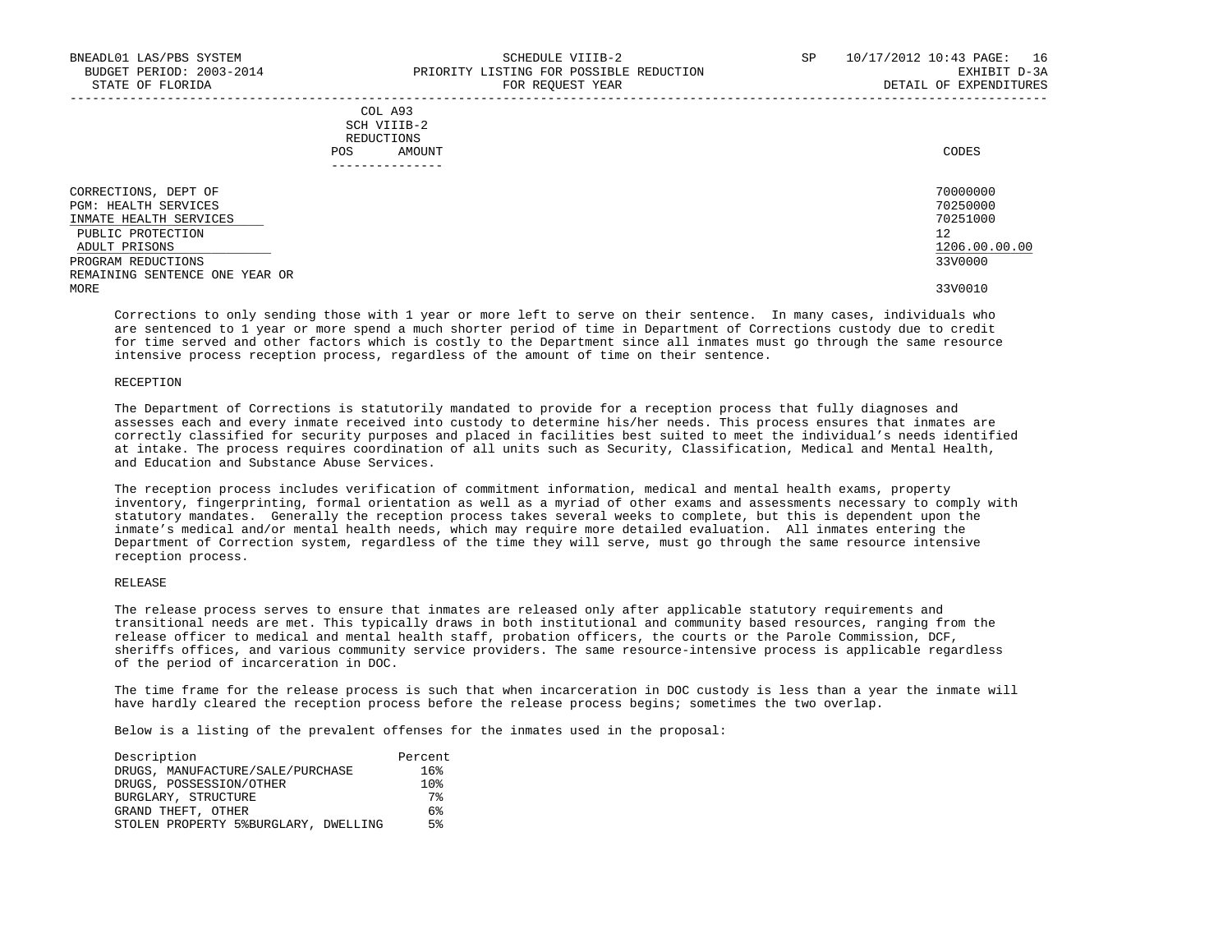| | COL A93 SCH VIIIB-2 REDUCTIONS | | |
|---|---|---|---|
| | POS | AMOUNT | CODES |
| CORRECTIONS, DEPT OF | | | 70000000 |
| PGM: HEALTH SERVICES | | | 70250000 |
| INMATE HEALTH SERVICES | | | 70251000 |
| PUBLIC PROTECTION | | | 12 |
| ADULT PRISONS | | | 1206.00.00.00 |
| PROGRAM REDUCTIONS | | | 33V0000 |
| REMAINING SENTENCE ONE YEAR OR MORE | | | 33V0010 |

Corrections to only sending those with 1 year or more left to serve on their sentence. In many cases, individuals who are sentenced to 1 year or more spend a much shorter period of time in Department of Corrections custody due to credit for time served and other factors which is costly to the Department since all inmates must go through the same resource intensive process reception process, regardless of the amount of time on their sentence.

RECEPTION

The Department of Corrections is statutorily mandated to provide for a reception process that fully diagnoses and assesses each and every inmate received into custody to determine his/her needs. This process ensures that inmates are correctly classified for security purposes and placed in facilities best suited to meet the individual's needs identified at intake. The process requires coordination of all units such as Security, Classification, Medical and Mental Health, and Education and Substance Abuse Services.

The reception process includes verification of commitment information, medical and mental health exams, property inventory, fingerprinting, formal orientation as well as a myriad of other exams and assessments necessary to comply with statutory mandates. Generally the reception process takes several weeks to complete, but this is dependent upon the inmate's medical and/or mental health needs, which may require more detailed evaluation. All inmates entering the Department of Correction system, regardless of the time they will serve, must go through the same resource intensive reception process.

RELEASE

The release process serves to ensure that inmates are released only after applicable statutory requirements and transitional needs are met. This typically draws in both institutional and community based resources, ranging from the release officer to medical and mental health staff, probation officers, the courts or the Parole Commission, DCF, sheriffs offices, and various community service providers. The same resource-intensive process is applicable regardless of the period of incarceration in DOC.

The time frame for the release process is such that when incarceration in DOC custody is less than a year the inmate will have hardly cleared the reception process before the release process begins; sometimes the two overlap.

Below is a listing of the prevalent offenses for the inmates used in the proposal:

| Description | Percent |
|---|---|
| DRUGS, MANUFACTURE/SALE/PURCHASE | 16% |
| DRUGS, POSSESSION/OTHER | 10% |
| BURGLARY, STRUCTURE | 7% |
| GRAND THEFT, OTHER | 6% |
| STOLEN PROPERTY 5%BURGLARY, DWELLING | 5% |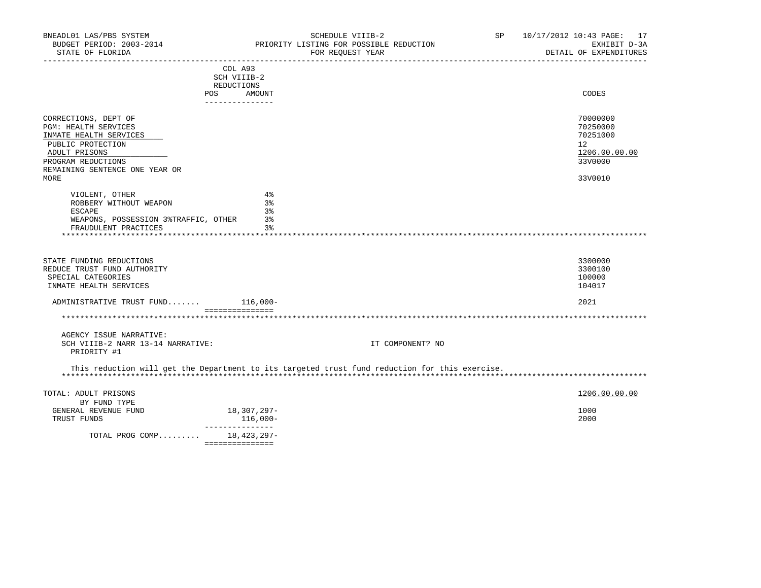BNEADL01 LAS/PBS SYSTEM — SCHEDULE VIIIB-2 — PRIORITY LISTING FOR POSSIBLE REDUCTION — FOR REQUEST YEAR — EXHIBIT D-3A — DETAIL OF EXPENDITURES

BUDGET PERIOD: 2003-2014 — STATE OF FLORIDA — SP 10/17/2012 10:43

| | COL A93 SCH VIIIB-2 REDUCTIONS POS | AMOUNT | CODES |
|---|---|---|---|
| CORRECTIONS, DEPT OF | | | 70000000 |
| PGM: HEALTH SERVICES | | | 70250000 |
| INMATE HEALTH SERVICES | | | 70251000 |
| PUBLIC PROTECTION | | | 12 |
| ADULT PRISONS | | | 1206.00.00.00 |
| PROGRAM REDUCTIONS | | | 33V0000 |
| REMAINING SENTENCE ONE YEAR OR MORE | | | 33V0010 |
| VIOLENT, OTHER | | 4% | |
| ROBBERY WITHOUT WEAPON | | 3% | |
| ESCAPE | | 3% | |
| WEAPONS, POSSESSION 3%TRAFFIC, OTHER | | 3% | |
| FRAUDULENT PRACTICES | | 3% | |
| STATE FUNDING REDUCTIONS | | | 3300000 |
| REDUCE TRUST FUND AUTHORITY | | | 3300100 |
| SPECIAL CATEGORIES | | | 100000 |
| INMATE HEALTH SERVICES | | | 104017 |
| ADMINISTRATIVE TRUST FUND....... | | 116,000- | 2021 |

AGENCY ISSUE NARRATIVE:

SCH VIIIB-2 NARR 13-14 NARRATIVE: IT COMPONENT? NO

PRIORITY #1

This reduction will get the Department to its targeted trust fund reduction for this exercise.

| TOTAL: ADULT PRISONS | | AMOUNT | 1206.00.00.00 |
|---|---|---|---|
| BY FUND TYPE | | | |
| GENERAL REVENUE FUND | | 18,307,297- | 1000 |
| TRUST FUNDS | | 116,000- | 2000 |
| TOTAL PROG COMP......... | | 18,423,297- | |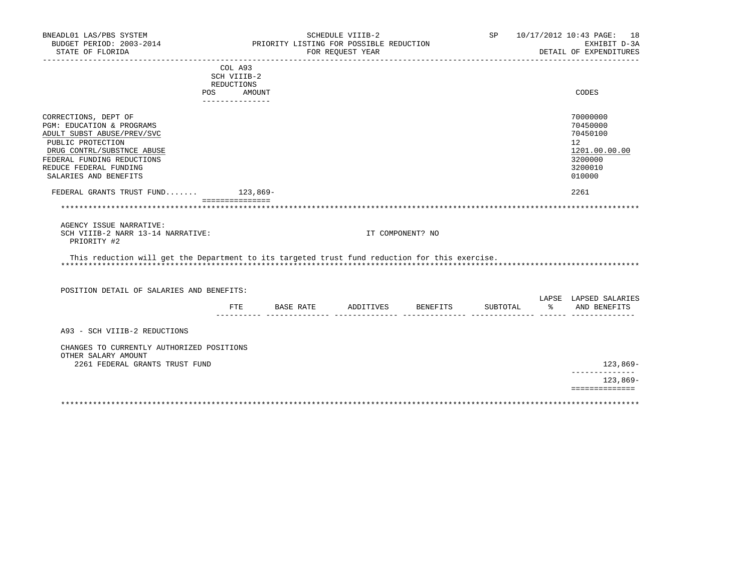BNEADL01 LAS/PBS SYSTEM — SCHEDULE VIIIB-2 — SP 10/17/2012 10:43
BUDGET PERIOD: 2003-2014 — PRIORITY LISTING FOR POSSIBLE REDUCTION — EXHIBIT D-3A
STATE OF FLORIDA — FOR REQUEST YEAR — DETAIL OF EXPENDITURES

| | COL A93 SCH VIIIB-2 REDUCTIONS POS | AMOUNT | CODES |
|---|---|---|---|
| CORRECTIONS, DEPT OF | | | 70000000 |
| PGM: EDUCATION & PROGRAMS | | | 70450000 |
| ADULT SUBST ABUSE/PREV/SVC | | | 70450100 |
| PUBLIC PROTECTION | | | 12 |
| DRUG CONTRL/SUBSTNCE ABUSE | | | 1201.00.00.00 |
| FEDERAL FUNDING REDUCTIONS | | | 3200000 |
| REDUCE FEDERAL FUNDING | | | 3200010 |
| SALARIES AND BENEFITS | | | 010000 |
| FEDERAL GRANTS TRUST FUND....... | | 123,869- | 2261 |

AGENCY ISSUE NARRATIVE:
SCH VIIIB-2 NARR 13-14 NARRATIVE: IT COMPONENT? NO
PRIORITY #2

This reduction will get the Department to its targeted trust fund reduction for this exercise.

POSITION DETAIL OF SALARIES AND BENEFITS:

| | FTE | BASE RATE | ADDITIVES | BENEFITS | SUBTOTAL | LAPSE % | LAPSED SALARIES AND BENEFITS |
|---|---|---|---|---|---|---|---|
| A93 - SCH VIIIB-2 REDUCTIONS | | | | | | | |
| CHANGES TO CURRENTLY AUTHORIZED POSITIONS | | | | | | | |
| OTHER SALARY AMOUNT | | | | | | | |
| 2261 FEDERAL GRANTS TRUST FUND | | | | | | | 123,869- |
| | | | | | | | 123,869- |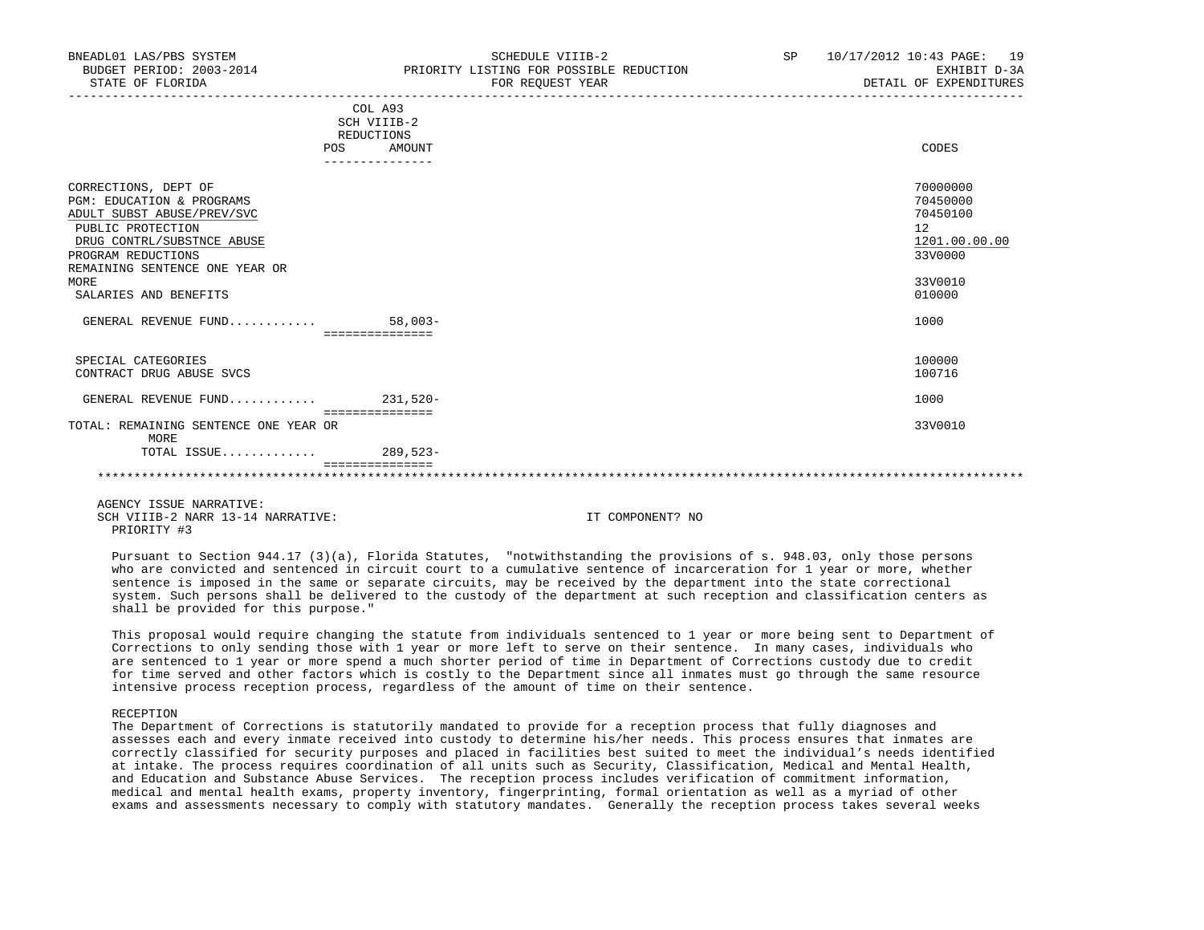BNEADL01 LAS/PBS SYSTEM — SCHEDULE VIIIB-2 — SP 10/17/2012 10:43
BUDGET PERIOD: 2003-2014 — PRIORITY LISTING FOR POSSIBLE REDUCTION — EXHIBIT D-3A
STATE OF FLORIDA — FOR REQUEST YEAR — DETAIL OF EXPENDITURES

| | COL A93 SCH VIIIB-2 REDUCTIONS POS | AMOUNT | CODES |
|---|---|---|---|
| CORRECTIONS, DEPT OF | | | 70000000 |
| PGM: EDUCATION & PROGRAMS | | | 70450000 |
| ADULT SUBST ABUSE/PREV/SVC | | | 70450100 |
| PUBLIC PROTECTION | | | 12 |
| DRUG CONTRL/SUBSTNCE ABUSE | | | 1201.00.00.00 |
| PROGRAM REDUCTIONS | | | 33V0000 |
| REMAINING SENTENCE ONE YEAR OR MORE | | | 33V0010 |
| SALARIES AND BENEFITS | | | 010000 |
| GENERAL REVENUE FUND........... | | 58,003- | 1000 |
| SPECIAL CATEGORIES | | | 100000 |
| CONTRACT DRUG ABUSE SVCS | | | 100716 |
| GENERAL REVENUE FUND........... | | 231,520- | 1000 |
| TOTAL: REMAINING SENTENCE ONE YEAR OR MORE | | | 33V0010 |
| TOTAL ISSUE............ | | 289,523- | |

AGENCY ISSUE NARRATIVE:
SCH VIIIB-2 NARR 13-14 NARRATIVE: IT COMPONENT? NO
PRIORITY #3

Pursuant to Section 944.17 (3)(a), Florida Statutes, "notwithstanding the provisions of s. 948.03, only those persons who are convicted and sentenced in circuit court to a cumulative sentence of incarceration for 1 year or more, whether sentence is imposed in the same or separate circuits, may be received by the department into the state correctional system. Such persons shall be delivered to the custody of the department at such reception and classification centers as shall be provided for this purpose."

This proposal would require changing the statute from individuals sentenced to 1 year or more being sent to Department of Corrections to only sending those with 1 year or more left to serve on their sentence. In many cases, individuals who are sentenced to 1 year or more spend a much shorter period of time in Department of Corrections custody due to credit for time served and other factors which is costly to the Department since all inmates must go through the same resource intensive process reception process, regardless of the amount of time on their sentence.

RECEPTION
The Department of Corrections is statutorily mandated to provide for a reception process that fully diagnoses and assesses each and every inmate received into custody to determine his/her needs. This process ensures that inmates are correctly classified for security purposes and placed in facilities best suited to meet the individual's needs identified at intake. The process requires coordination of all units such as Security, Classification, Medical and Mental Health, and Education and Substance Abuse Services. The reception process includes verification of commitment information, medical and mental health exams, property inventory, fingerprinting, formal orientation as well as a myriad of other exams and assessments necessary to comply with statutory mandates. Generally the reception process takes several weeks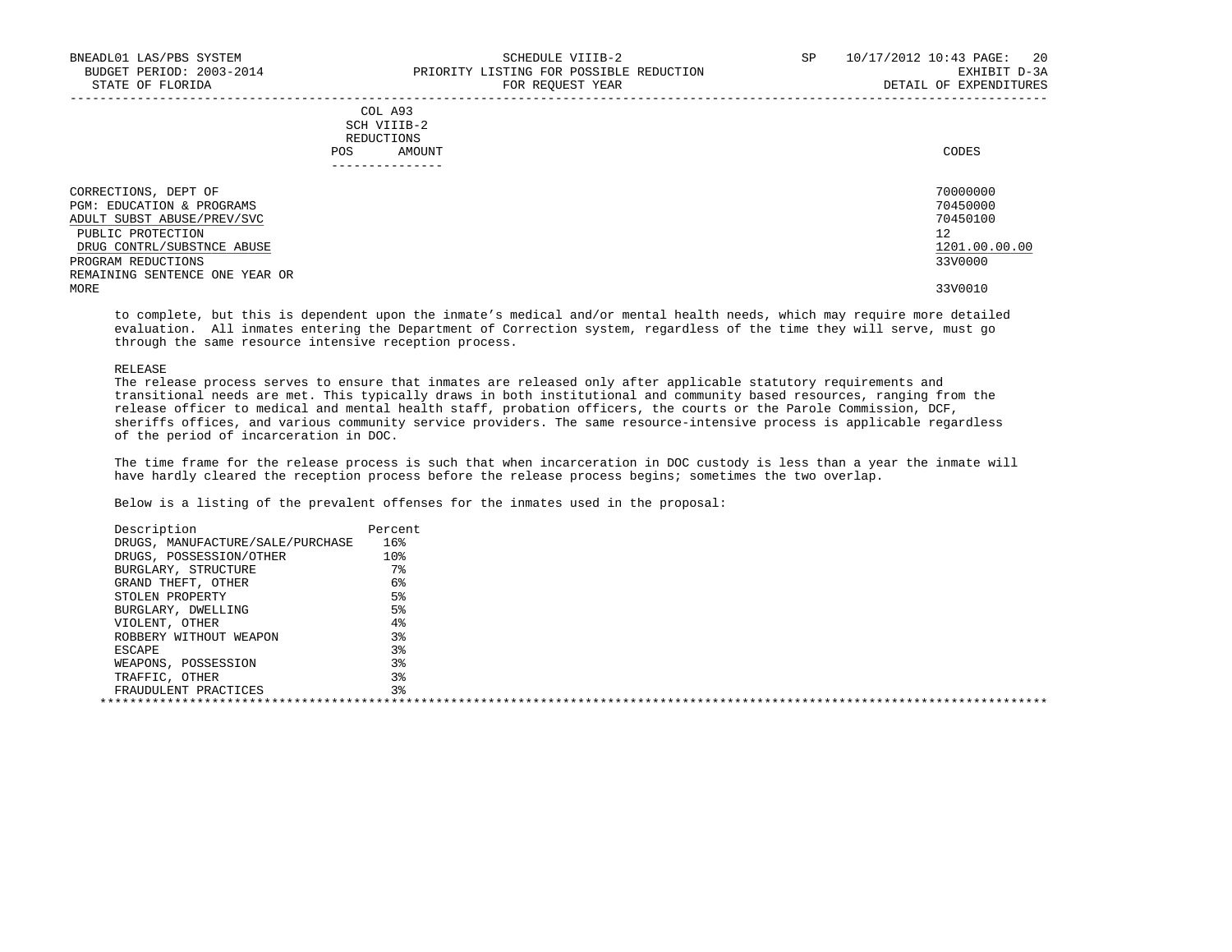| | COL A93 SCH VIIIB-2 REDUCTIONS | | |
|---|---|---|---|
| | POS | AMOUNT | CODES |
| CORRECTIONS, DEPT OF | | | 70000000 |
| PGM: EDUCATION & PROGRAMS | | | 70450000 |
| ADULT SUBST ABUSE/PREV/SVC | | | 70450100 |
| PUBLIC PROTECTION | | | 12 |
| DRUG CONTRL/SUBSTNCE ABUSE | | | 1201.00.00.00 |
| PROGRAM REDUCTIONS | | | 33V0000 |
| REMAINING SENTENCE ONE YEAR OR MORE | | | 33V0010 |

to complete, but this is dependent upon the inmate's medical and/or mental health needs, which may require more detailed evaluation. All inmates entering the Department of Correction system, regardless of the time they will serve, must go through the same resource intensive reception process.

RELEASE

The release process serves to ensure that inmates are released only after applicable statutory requirements and transitional needs are met. This typically draws in both institutional and community based resources, ranging from the release officer to medical and mental health staff, probation officers, the courts or the Parole Commission, DCF, sheriffs offices, and various community service providers. The same resource-intensive process is applicable regardless of the period of incarceration in DOC.

The time frame for the release process is such that when incarceration in DOC custody is less than a year the inmate will have hardly cleared the reception process before the release process begins; sometimes the two overlap.

Below is a listing of the prevalent offenses for the inmates used in the proposal:

| Description | Percent |
|---|---|
| DRUGS, MANUFACTURE/SALE/PURCHASE | 16% |
| DRUGS, POSSESSION/OTHER | 10% |
| BURGLARY, STRUCTURE | 7% |
| GRAND THEFT, OTHER | 6% |
| STOLEN PROPERTY | 5% |
| BURGLARY, DWELLING | 5% |
| VIOLENT, OTHER | 4% |
| ROBBERY WITHOUT WEAPON | 3% |
| ESCAPE | 3% |
| WEAPONS, POSSESSION | 3% |
| TRAFFIC, OTHER | 3% |
| FRAUDULENT PRACTICES | 3% |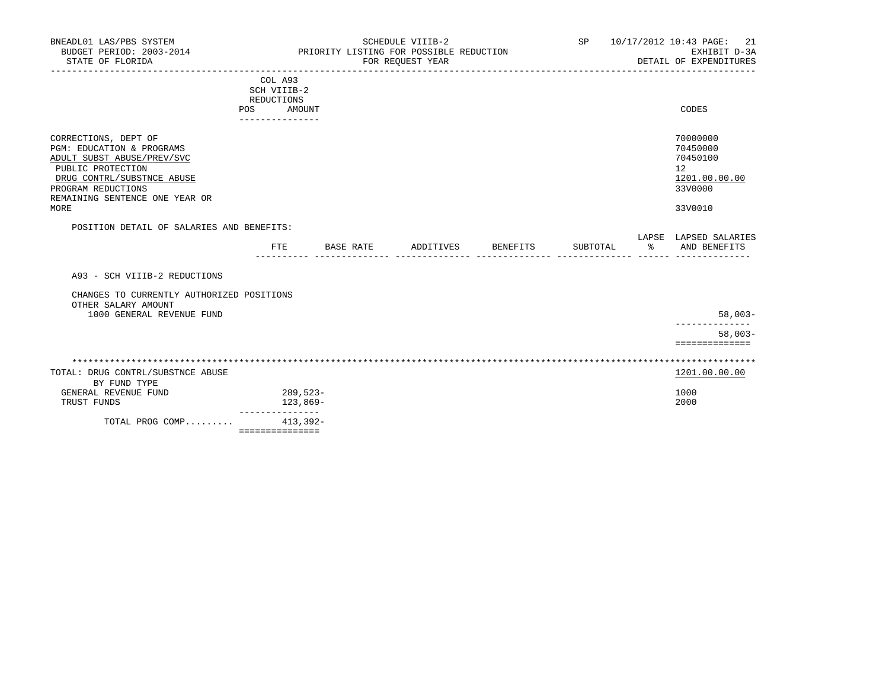BNEADL01 LAS/PBS SYSTEM
BUDGET PERIOD: 2003-2014
STATE OF FLORIDA

SCHEDULE VIIIB-2
PRIORITY LISTING FOR POSSIBLE REDUCTION
FOR REQUEST YEAR

SP 10/17/2012 10:43
EXHIBIT D-3A
DETAIL OF EXPENDITURES

| | COL A93 SCH VIIIB-2 REDUCTIONS POS AMOUNT | CODES |
|---|---|---|
| CORRECTIONS, DEPT OF | | 70000000 |
| PGM: EDUCATION & PROGRAMS | | 70450000 |
| ADULT SUBST ABUSE/PREV/SVC | | 70450100 |
| PUBLIC PROTECTION | | 12 |
| DRUG CONTRL/SUBSTNCE ABUSE | | 1201.00.00.00 |
| PROGRAM REDUCTIONS | | 33V0000 |
| REMAINING SENTENCE ONE YEAR OR MORE | | 33V0010 |

POSITION DETAIL OF SALARIES AND BENEFITS:

| | FTE | BASE RATE | ADDITIVES | BENEFITS | SUBTOTAL | LAPSE % | LAPSED SALARIES AND BENEFITS |
|---|---|---|---|---|---|---|---|
| A93 - SCH VIIIB-2 REDUCTIONS | | | | | | | |
| CHANGES TO CURRENTLY AUTHORIZED POSITIONS | | | | | | | |
| OTHER SALARY AMOUNT | | | | | | | |
| 1000 GENERAL REVENUE FUND | | | | | | | 58,003- |
| | | | | | | | 58,003- |

| TOTAL: DRUG CONTRL/SUBSTNCE ABUSE | | 1201.00.00.00 |
|---|---|---|
| BY FUND TYPE | | |
| GENERAL REVENUE FUND | 289,523- | 1000 |
| TRUST FUNDS | 123,869- | 2000 |
| TOTAL PROG COMP......... | 413,392- | |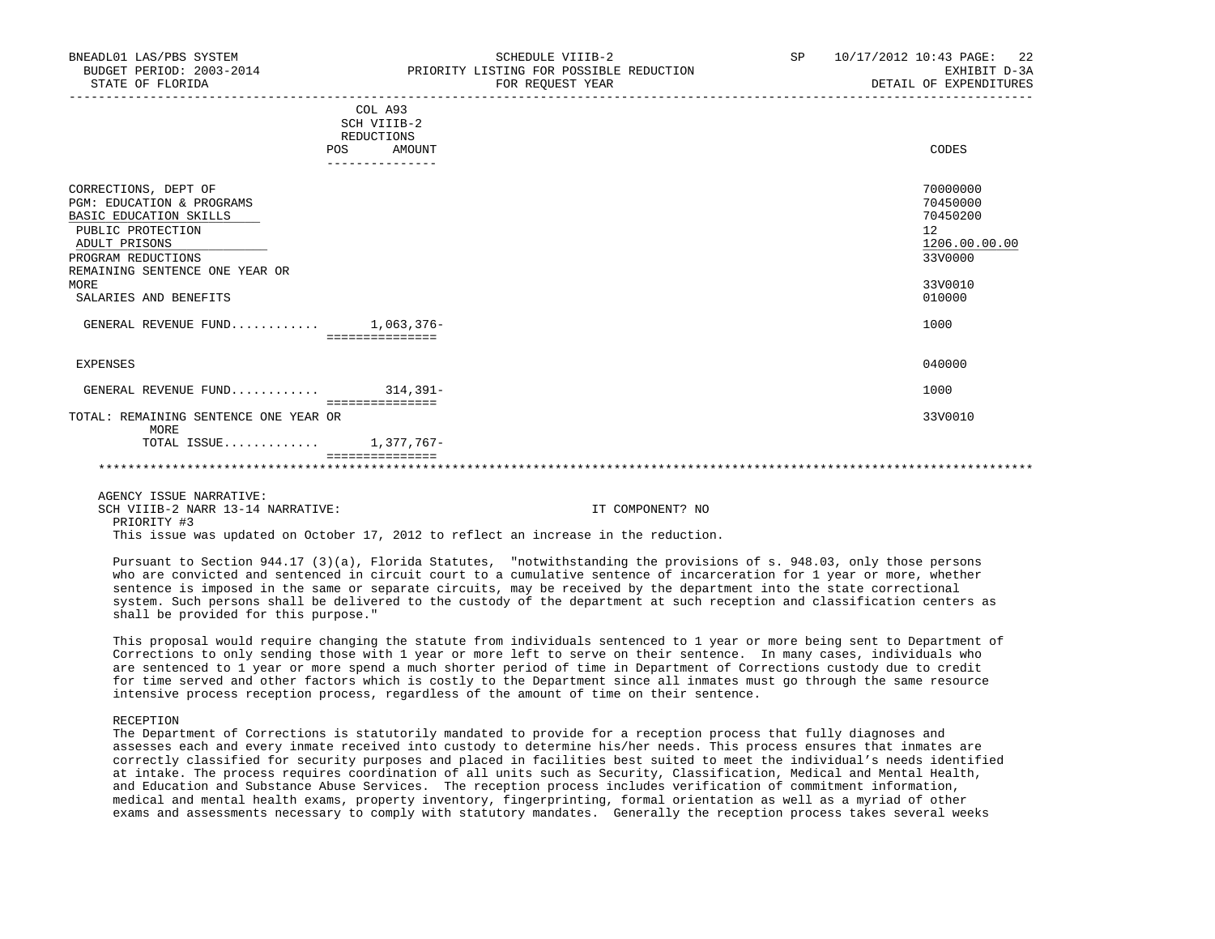BNEADL01 LAS/PBS SYSTEM — SCHEDULE VIIIB-2 — SP 10/17/2012 10:43
BUDGET PERIOD: 2003-2014 — PRIORITY LISTING FOR POSSIBLE REDUCTION — EXHIBIT D-3A
STATE OF FLORIDA — FOR REQUEST YEAR — DETAIL OF EXPENDITURES

| | COL A93 SCH VIIIB-2 REDUCTIONS POS AMOUNT | CODES |
|---|---|---|
| CORRECTIONS, DEPT OF | | 70000000 |
| PGM: EDUCATION & PROGRAMS | | 70450000 |
| BASIC EDUCATION SKILLS | | 70450200 |
| PUBLIC PROTECTION | | 12 |
| ADULT PRISONS | | 1206.00.00.00 |
| PROGRAM REDUCTIONS | | 33V0000 |
| REMAINING SENTENCE ONE YEAR OR MORE | | 33V0010 |
| SALARIES AND BENEFITS | | 010000 |
| GENERAL REVENUE FUND............ | 1,063,376- | 1000 |
| EXPENSES | | 040000 |
| GENERAL REVENUE FUND............ | 314,391- | 1000 |
| TOTAL: REMAINING SENTENCE ONE YEAR OR MORE | | 33V0010 |
| TOTAL ISSUE............ | 1,377,767- | |

AGENCY ISSUE NARRATIVE:
SCH VIIIB-2 NARR 13-14 NARRATIVE: IT COMPONENT? NO
PRIORITY #3
This issue was updated on October 17, 2012 to reflect an increase in the reduction.

Pursuant to Section 944.17 (3)(a), Florida Statutes, "notwithstanding the provisions of s. 948.03, only those persons who are convicted and sentenced in circuit court to a cumulative sentence of incarceration for 1 year or more, whether sentence is imposed in the same or separate circuits, may be received by the department into the state correctional system. Such persons shall be delivered to the custody of the department at such reception and classification centers as shall be provided for this purpose."

This proposal would require changing the statute from individuals sentenced to 1 year or more being sent to Department of Corrections to only sending those with 1 year or more left to serve on their sentence. In many cases, individuals who are sentenced to 1 year or more spend a much shorter period of time in Department of Corrections custody due to credit for time served and other factors which is costly to the Department since all inmates must go through the same resource intensive process reception process, regardless of the amount of time on their sentence.

RECEPTION
The Department of Corrections is statutorily mandated to provide for a reception process that fully diagnoses and assesses each and every inmate received into custody to determine his/her needs. This process ensures that inmates are correctly classified for security purposes and placed in facilities best suited to meet the individual's needs identified at intake. The process requires coordination of all units such as Security, Classification, Medical and Mental Health, and Education and Substance Abuse Services. The reception process includes verification of commitment information, medical and mental health exams, property inventory, fingerprinting, formal orientation as well as a myriad of other exams and assessments necessary to comply with statutory mandates. Generally the reception process takes several weeks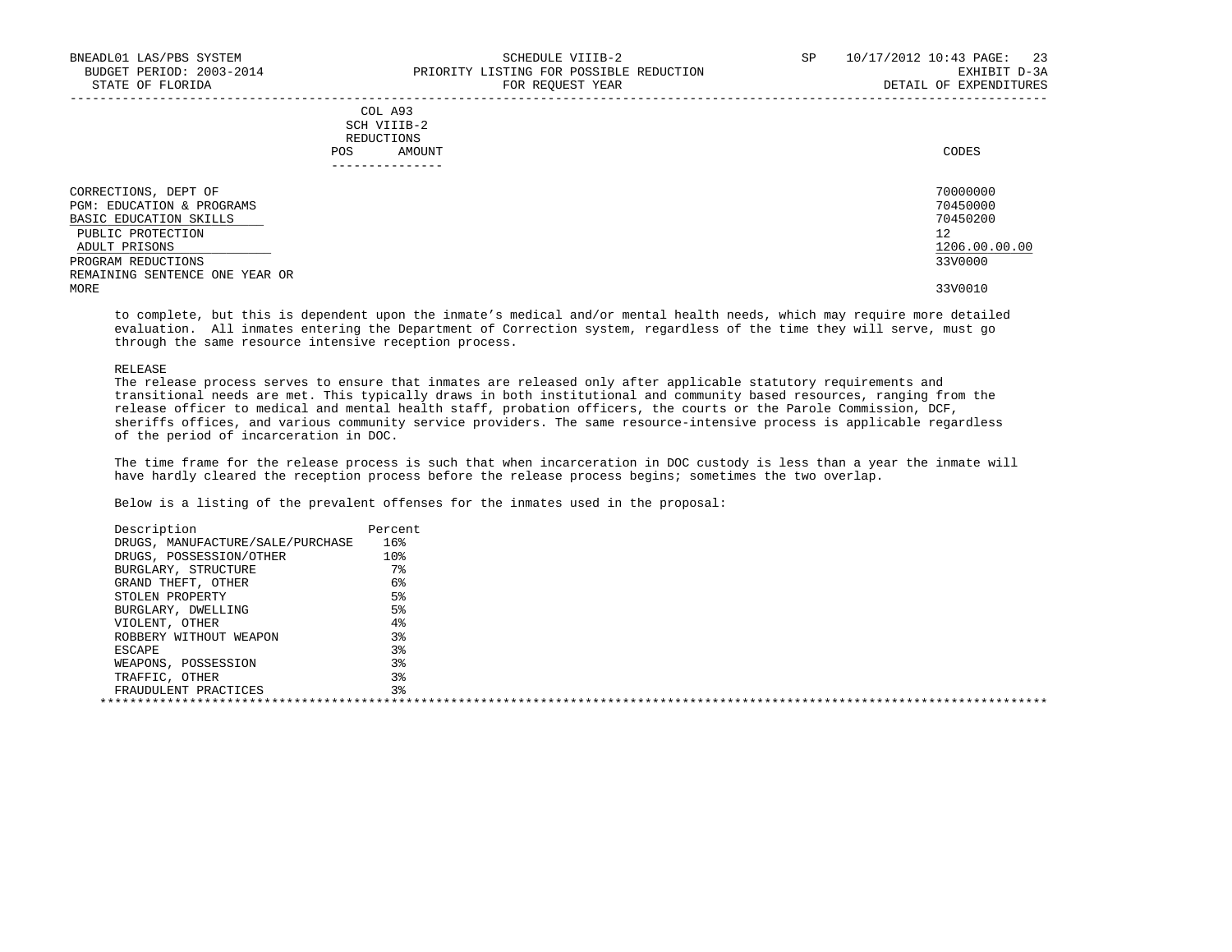| COL A93 SCH VIIIB-2 REDUCTIONS POS AMOUNT | CODES |
|---|---|
| CORRECTIONS, DEPT OF | 70000000 |
| PGM: EDUCATION & PROGRAMS | 70450000 |
| BASIC EDUCATION SKILLS | 70450200 |
| PUBLIC PROTECTION | 12 |
| ADULT PRISONS | 1206.00.00.00 |
| PROGRAM REDUCTIONS | 33V0000 |
| REMAINING SENTENCE ONE YEAR OR MORE | 33V0010 |

to complete, but this is dependent upon the inmate's medical and/or mental health needs, which may require more detailed evaluation. All inmates entering the Department of Correction system, regardless of the time they will serve, must go through the same resource intensive reception process.

RELEASE

The release process serves to ensure that inmates are released only after applicable statutory requirements and transitional needs are met. This typically draws in both institutional and community based resources, ranging from the release officer to medical and mental health staff, probation officers, the courts or the Parole Commission, DCF, sheriffs offices, and various community service providers. The same resource-intensive process is applicable regardless of the period of incarceration in DOC.

The time frame for the release process is such that when incarceration in DOC custody is less than a year the inmate will have hardly cleared the reception process before the release process begins; sometimes the two overlap.

Below is a listing of the prevalent offenses for the inmates used in the proposal:

| Description | Percent |
|---|---|
| DRUGS, MANUFACTURE/SALE/PURCHASE | 16% |
| DRUGS, POSSESSION/OTHER | 10% |
| BURGLARY, STRUCTURE | 7% |
| GRAND THEFT, OTHER | 6% |
| STOLEN PROPERTY | 5% |
| BURGLARY, DWELLING | 5% |
| VIOLENT, OTHER | 4% |
| ROBBERY WITHOUT WEAPON | 3% |
| ESCAPE | 3% |
| WEAPONS, POSSESSION | 3% |
| TRAFFIC, OTHER | 3% |
| FRAUDULENT PRACTICES | 3% |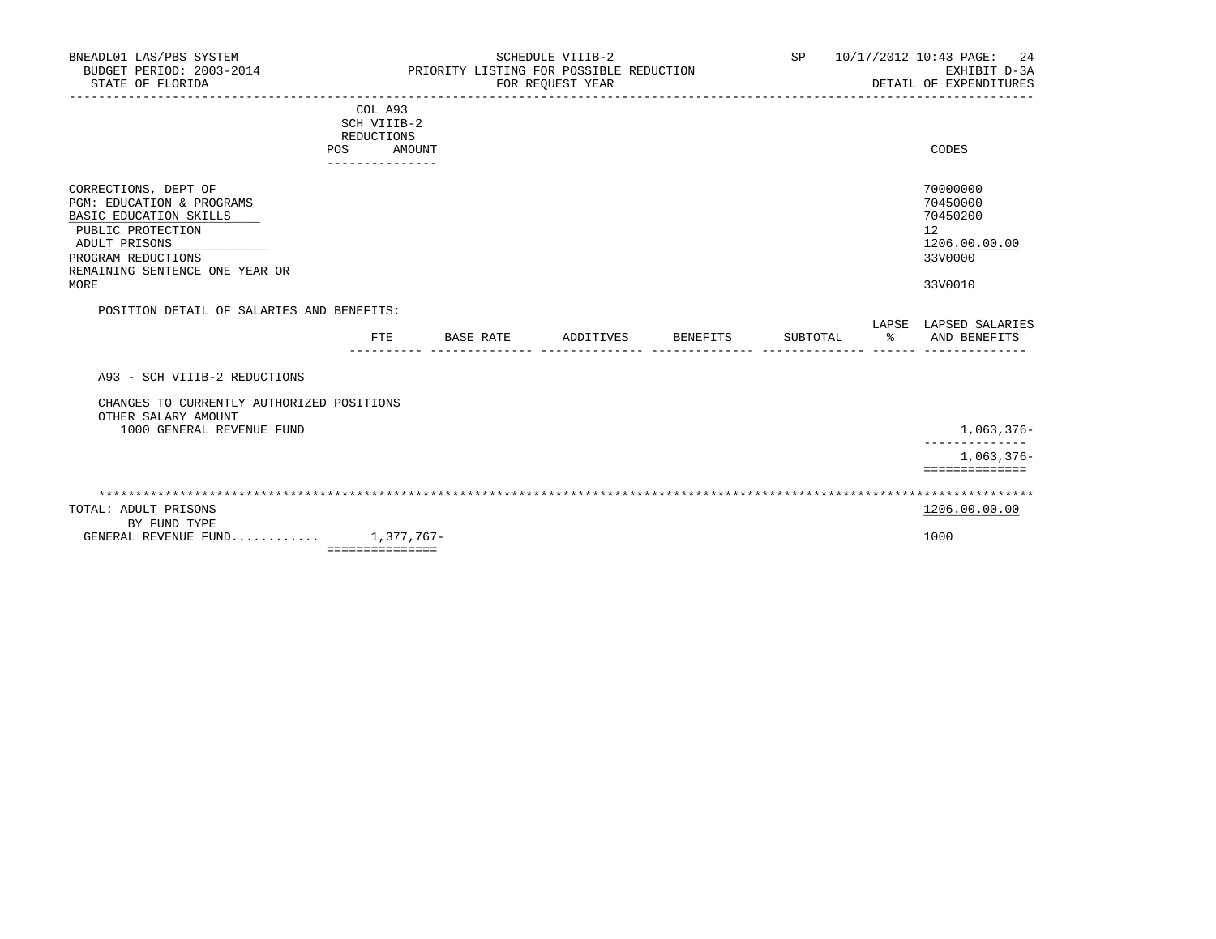BNEADL01 LAS/PBS SYSTEM
BUDGET PERIOD: 2003-2014
STATE OF FLORIDA

SCHEDULE VIIIB-2
PRIORITY LISTING FOR POSSIBLE REDUCTION
FOR REQUEST YEAR

SP 10/17/2012 10:43 PAGE: 24
EXHIBIT D-3A
DETAIL OF EXPENDITURES

| | COL A93 SCH VIIIB-2 REDUCTIONS POS | AMOUNT | CODES |
|---|---|---|---|
| CORRECTIONS, DEPT OF | | | 70000000 |
| PGM: EDUCATION & PROGRAMS | | | 70450000 |
| BASIC EDUCATION SKILLS | | | 70450200 |
| PUBLIC PROTECTION | | | 12 |
| ADULT PRISONS | | | 1206.00.00.00 |
| PROGRAM REDUCTIONS | | | 33V0000 |
| REMAINING SENTENCE ONE YEAR OR MORE | | | 33V0010 |

POSITION DETAIL OF SALARIES AND BENEFITS:

| | FTE | BASE RATE | ADDITIVES | BENEFITS | SUBTOTAL | LAPSE % | LAPSED SALARIES AND BENEFITS |
|---|---|---|---|---|---|---|---|
| A93 - SCH VIIIB-2 REDUCTIONS | | | | | | | |
| CHANGES TO CURRENTLY AUTHORIZED POSITIONS | | | | | | | |
| OTHER SALARY AMOUNT | | | | | | | |
| 1000 GENERAL REVENUE FUND | | | | | | | 1,063,376- |
| | | | | | | | 1,063,376- |

| | AMOUNT | CODES |
|---|---|---|
| TOTAL: ADULT PRISONS | | 1206.00.00.00 |
| BY FUND TYPE | | |
| GENERAL REVENUE FUND............ | 1,377,767- | 1000 |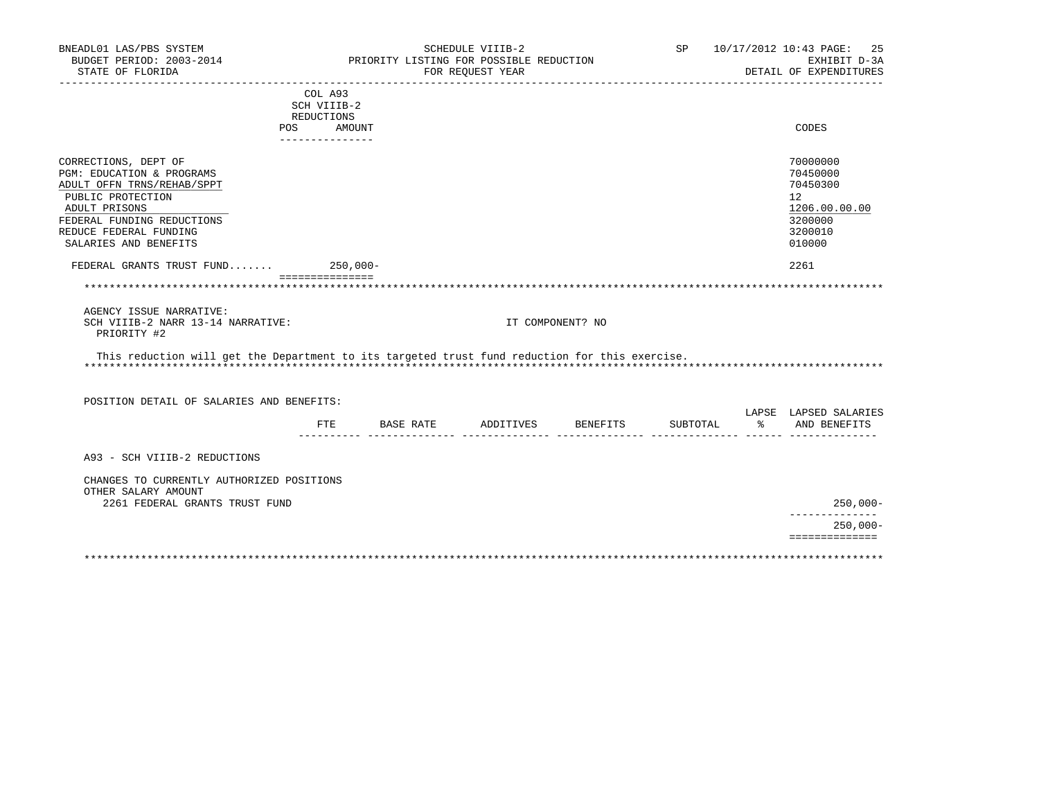| | COL A93 SCH VIIIB-2 REDUCTIONS | | |
|---|---|---|---|
| | POS | AMOUNT | CODES |
| CORRECTIONS, DEPT OF | | | 70000000 |
| PGM: EDUCATION & PROGRAMS | | | 70450000 |
| ADULT OFFN TRNS/REHAB/SPPT | | | 70450300 |
| PUBLIC PROTECTION | | | 12 |
| ADULT PRISONS | | | 1206.00.00.00 |
| FEDERAL FUNDING REDUCTIONS | | | 3200000 |
| REDUCE FEDERAL FUNDING | | | 3200010 |
| SALARIES AND BENEFITS | | | 010000 |
| FEDERAL GRANTS TRUST FUND....... | | 250,000- | 2261 |

AGENCY ISSUE NARRATIVE:
SCH VIIIB-2 NARR 13-14 NARRATIVE: IT COMPONENT? NO
PRIORITY #2

This reduction will get the Department to its targeted trust fund reduction for this exercise.

POSITION DETAIL OF SALARIES AND BENEFITS:

| | FTE | BASE RATE | ADDITIVES | BENEFITS | SUBTOTAL | LAPSE % | LAPSED SALARIES AND BENEFITS |
|---|---|---|---|---|---|---|---|
| A93 - SCH VIIIB-2 REDUCTIONS | | | | | | | |
| CHANGES TO CURRENTLY AUTHORIZED POSITIONS | | | | | | | |
| OTHER SALARY AMOUNT | | | | | | | |
| 2261 FEDERAL GRANTS TRUST FUND | | | | | | | 250,000- |
| | | | | | | | 250,000- |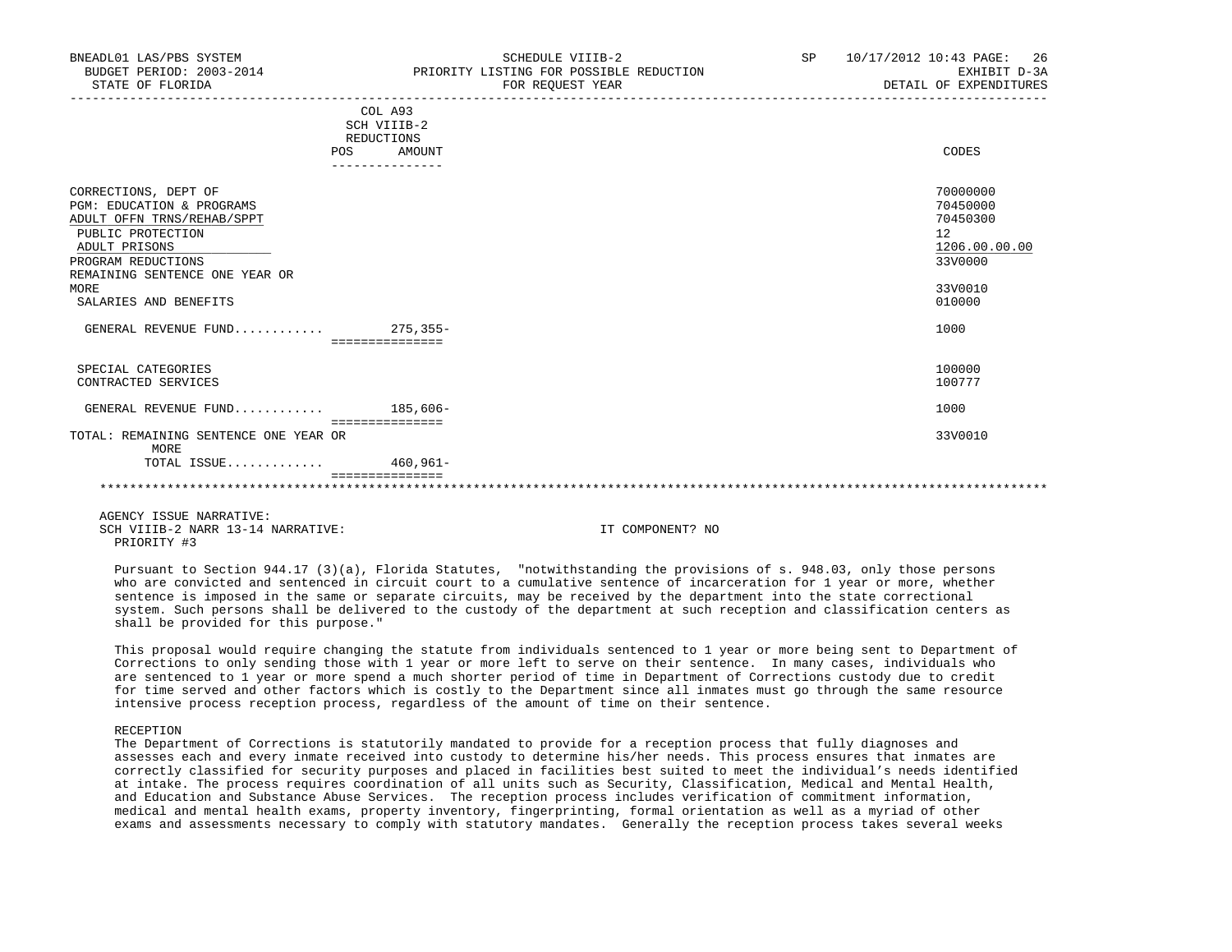| | COL A93 SCH VIIIB-2 REDUCTIONS POS AMOUNT | CODES |
|---|---|---|
| CORRECTIONS, DEPT OF | | 70000000 |
| PGM: EDUCATION & PROGRAMS | | 70450000 |
| ADULT OFFN TRNS/REHAB/SPPT | | 70450300 |
| PUBLIC PROTECTION | | 12 |
| ADULT PRISONS | | 1206.00.00.00 |
| PROGRAM REDUCTIONS | | 33V0000 |
| REMAINING SENTENCE ONE YEAR OR MORE | | 33V0010 |
| SALARIES AND BENEFITS | | 010000 |
| GENERAL REVENUE FUND........... | 275,355- | 1000 |
| SPECIAL CATEGORIES | | 100000 |
| CONTRACTED SERVICES | | 100777 |
| GENERAL REVENUE FUND........... | 185,606- | 1000 |
| TOTAL: REMAINING SENTENCE ONE YEAR OR MORE | | 33V0010 |
| TOTAL ISSUE............ | 460,961- | |

AGENCY ISSUE NARRATIVE:
SCH VIIIB-2 NARR 13-14 NARRATIVE: IT COMPONENT? NO
PRIORITY #3

Pursuant to Section 944.17 (3)(a), Florida Statutes, "notwithstanding the provisions of s. 948.03, only those persons who are convicted and sentenced in circuit court to a cumulative sentence of incarceration for 1 year or more, whether sentence is imposed in the same or separate circuits, may be received by the department into the state correctional system. Such persons shall be delivered to the custody of the department at such reception and classification centers as shall be provided for this purpose."

This proposal would require changing the statute from individuals sentenced to 1 year or more being sent to Department of Corrections to only sending those with 1 year or more left to serve on their sentence. In many cases, individuals who are sentenced to 1 year or more spend a much shorter period of time in Department of Corrections custody due to credit for time served and other factors which is costly to the Department since all inmates must go through the same resource intensive process reception process, regardless of the amount of time on their sentence.

RECEPTION
The Department of Corrections is statutorily mandated to provide for a reception process that fully diagnoses and assesses each and every inmate received into custody to determine his/her needs. This process ensures that inmates are correctly classified for security purposes and placed in facilities best suited to meet the individual's needs identified at intake. The process requires coordination of all units such as Security, Classification, Medical and Mental Health, and Education and Substance Abuse Services. The reception process includes verification of commitment information, medical and mental health exams, property inventory, fingerprinting, formal orientation as well as a myriad of other exams and assessments necessary to comply with statutory mandates. Generally the reception process takes several weeks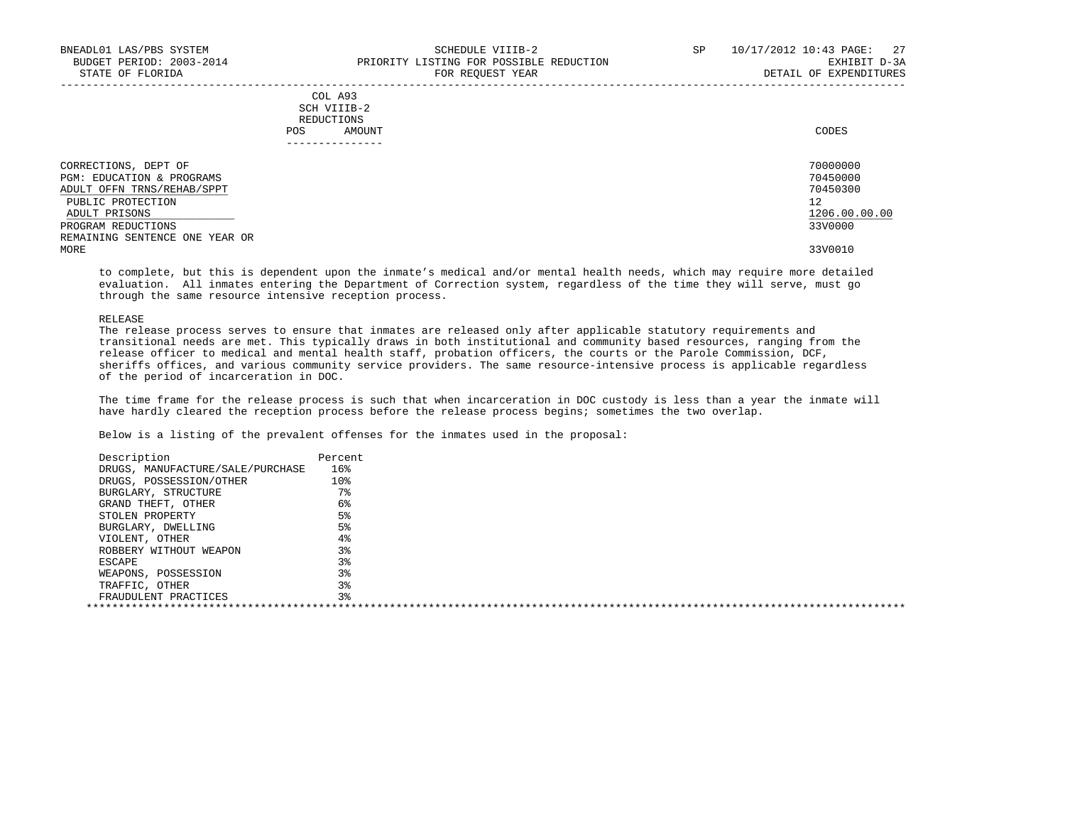COL A93
SCH VIIIB-2
REDUCTIONS
POS AMOUNT

| | CODES |
|---|---|
| CORRECTIONS, DEPT OF | 70000000 |
| PGM: EDUCATION & PROGRAMS | 70450000 |
| ADULT OFFN TRNS/REHAB/SPPT | 70450300 |
| PUBLIC PROTECTION | 12 |
| ADULT PRISONS | 1206.00.00.00 |
| PROGRAM REDUCTIONS | 33V0000 |
| REMAINING SENTENCE ONE YEAR OR MORE | 33V0010 |

to complete, but this is dependent upon the inmate's medical and/or mental health needs, which may require more detailed evaluation. All inmates entering the Department of Correction system, regardless of the time they will serve, must go through the same resource intensive reception process.

RELEASE

The release process serves to ensure that inmates are released only after applicable statutory requirements and transitional needs are met. This typically draws in both institutional and community based resources, ranging from the release officer to medical and mental health staff, probation officers, the courts or the Parole Commission, DCF, sheriffs offices, and various community service providers. The same resource-intensive process is applicable regardless of the period of incarceration in DOC.

The time frame for the release process is such that when incarceration in DOC custody is less than a year the inmate will have hardly cleared the reception process before the release process begins; sometimes the two overlap.

Below is a listing of the prevalent offenses for the inmates used in the proposal:

| Description | Percent |
|---|---|
| DRUGS, MANUFACTURE/SALE/PURCHASE | 16% |
| DRUGS, POSSESSION/OTHER | 10% |
| BURGLARY, STRUCTURE | 7% |
| GRAND THEFT, OTHER | 6% |
| STOLEN PROPERTY | 5% |
| BURGLARY, DWELLING | 5% |
| VIOLENT, OTHER | 4% |
| ROBBERY WITHOUT WEAPON | 3% |
| ESCAPE | 3% |
| WEAPONS, POSSESSION | 3% |
| TRAFFIC, OTHER | 3% |
| FRAUDULENT PRACTICES | 3% |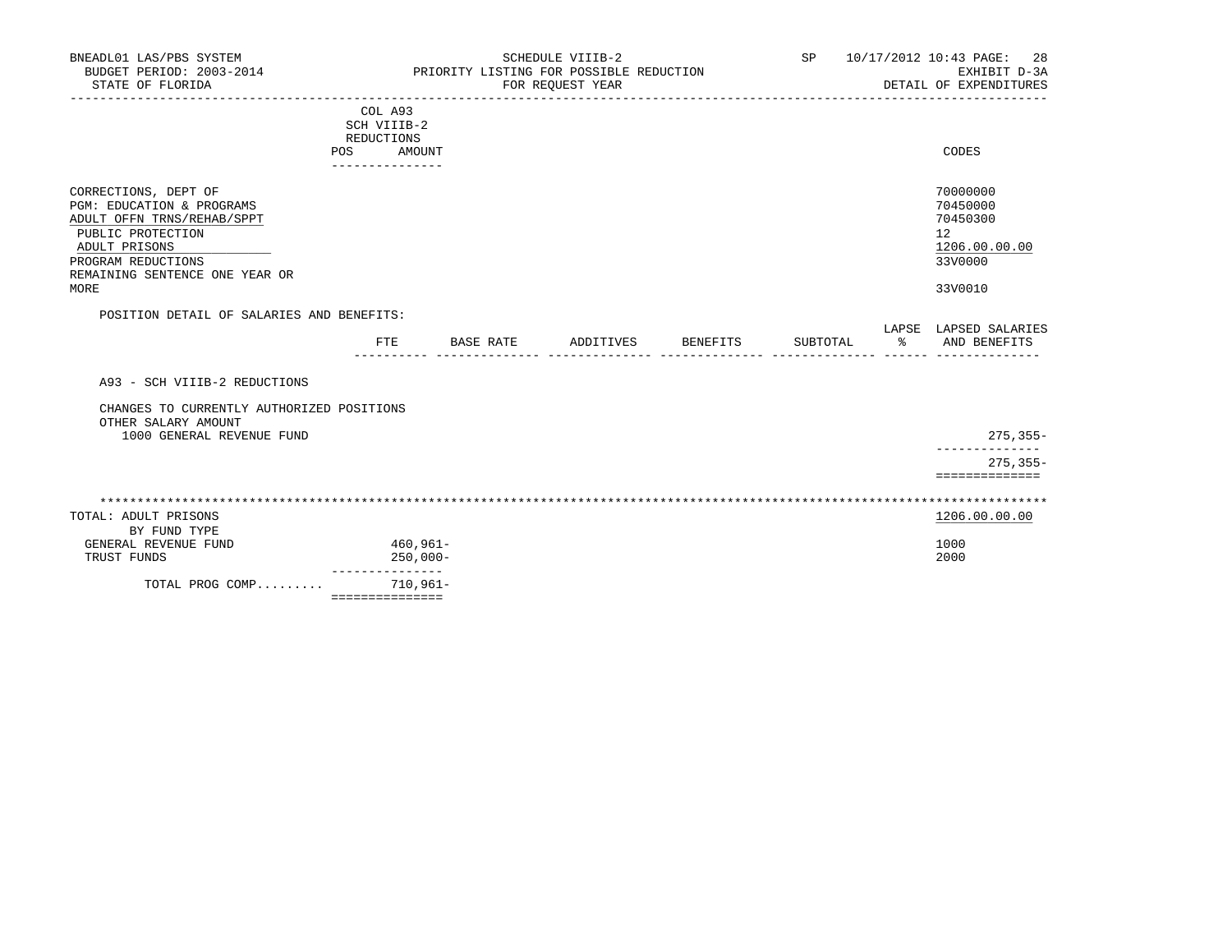BNEADL01 LAS/PBS SYSTEM
BUDGET PERIOD: 2003-2014
STATE OF FLORIDA

SCHEDULE VIIIB-2
PRIORITY LISTING FOR POSSIBLE REDUCTION
FOR REQUEST YEAR

SP 10/17/2012 10:43 PAGE: 28
EXHIBIT D-3A
DETAIL OF EXPENDITURES

| | COL A93 SCH VIIIB-2 REDUCTIONS POS | AMOUNT | CODES |
|---|---|---|---|
| CORRECTIONS, DEPT OF | | | 70000000 |
| PGM: EDUCATION & PROGRAMS | | | 70450000 |
| ADULT OFFN TRNS/REHAB/SPPT | | | 70450300 |
| PUBLIC PROTECTION | | | 12 |
| ADULT PRISONS | | | 1206.00.00.00 |
| PROGRAM REDUCTIONS | | | 33V0000 |
| REMAINING SENTENCE ONE YEAR OR MORE | | | 33V0010 |

POSITION DETAIL OF SALARIES AND BENEFITS:

| | FTE | BASE RATE | ADDITIVES | BENEFITS | SUBTOTAL | LAPSE % | LAPSED SALARIES AND BENEFITS |
|---|---|---|---|---|---|---|---|
| A93 - SCH VIIIB-2 REDUCTIONS | | | | | | | |
| CHANGES TO CURRENTLY AUTHORIZED POSITIONS | | | | | | | |
| OTHER SALARY AMOUNT | | | | | | | |
| 1000 GENERAL REVENUE FUND | | | | | | | 275,355- |
| | | | | | | | 275,355- |

| | | | |
|---|---|---|---|
| TOTAL: ADULT PRISONS | | | 1206.00.00.00 |
| BY FUND TYPE | | | |
| GENERAL REVENUE FUND | | 460,961- | 1000 |
| TRUST FUNDS | | 250,000- | 2000 |
| TOTAL PROG COMP......... | | 710,961- | |